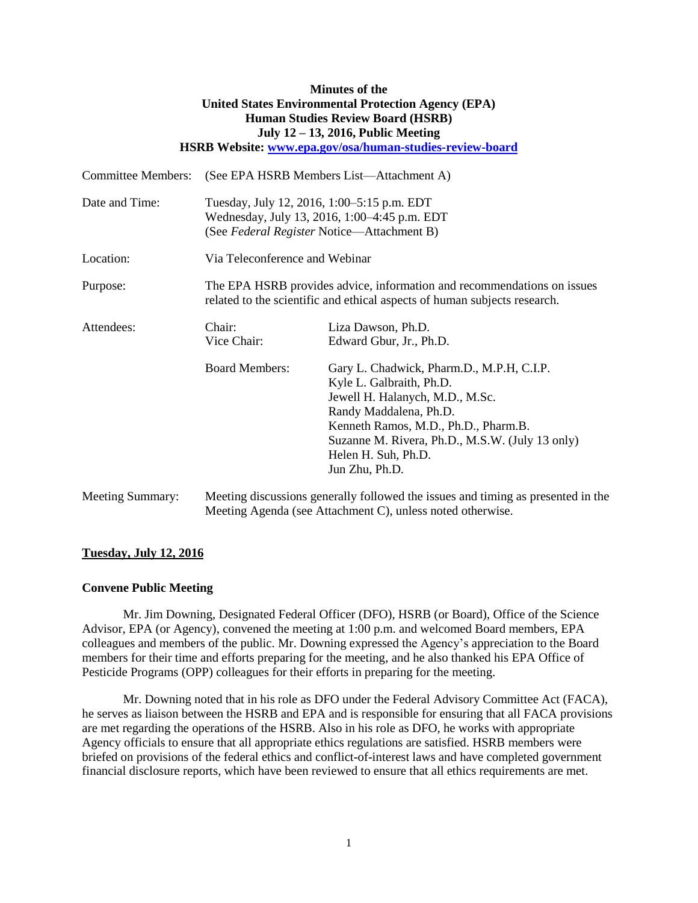**Minutes of the**
**United States Environmental Protection Agency (EPA)**
**Human Studies Review Board (HSRB)**
**July 12 – 13, 2016, Public Meeting**
**HSRB Website: [www.epa.gov/osa/human-studies-review-board](http://www.epa.gov/osa/human-studies-review-board)**

| | | |
|---|---|---|
| Committee Members: | (See EPA HSRB Members List—Attachment A) | |
| Date and Time: | Tuesday, July 12, 2016, 1:00–5:15 p.m. EDT<br>Wednesday, July 13, 2016, 1:00–4:45 p.m. EDT<br>(See *Federal Register* Notice—Attachment B) | |
| Location: | Via Teleconference and Webinar | |
| Purpose: | The EPA HSRB provides advice, information and recommendations on issues related to the scientific and ethical aspects of human subjects research. | |
| Attendees: | Chair:<br>Vice Chair: | Liza Dawson, Ph.D.<br>Edward Gbur, Jr., Ph.D. |
| | Board Members: | Gary L. Chadwick, Pharm.D., M.P.H, C.I.P.<br>Kyle L. Galbraith, Ph.D.<br>Jewell H. Halanych, M.D., M.Sc.<br>Randy Maddalena, Ph.D.<br>Kenneth Ramos, M.D., Ph.D., Pharm.B.<br>Suzanne M. Rivera, Ph.D., M.S.W. (July 13 only)<br>Helen H. Suh, Ph.D.<br>Jun Zhu, Ph.D. |
| Meeting Summary: | Meeting discussions generally followed the issues and timing as presented in the Meeting Agenda (see Attachment C), unless noted otherwise. | |

## Tuesday, July 12, 2016

### Convene Public Meeting

Mr. Jim Downing, Designated Federal Officer (DFO), HSRB (or Board), Office of the Science Advisor, EPA (or Agency), convened the meeting at 1:00 p.m. and welcomed Board members, EPA colleagues and members of the public. Mr. Downing expressed the Agency's appreciation to the Board members for their time and efforts preparing for the meeting, and he also thanked his EPA Office of Pesticide Programs (OPP) colleagues for their efforts in preparing for the meeting.

Mr. Downing noted that in his role as DFO under the Federal Advisory Committee Act (FACA), he serves as liaison between the HSRB and EPA and is responsible for ensuring that all FACA provisions are met regarding the operations of the HSRB. Also in his role as DFO, he works with appropriate Agency officials to ensure that all appropriate ethics regulations are satisfied. HSRB members were briefed on provisions of the federal ethics and conflict-of-interest laws and have completed government financial disclosure reports, which have been reviewed to ensure that all ethics requirements are met.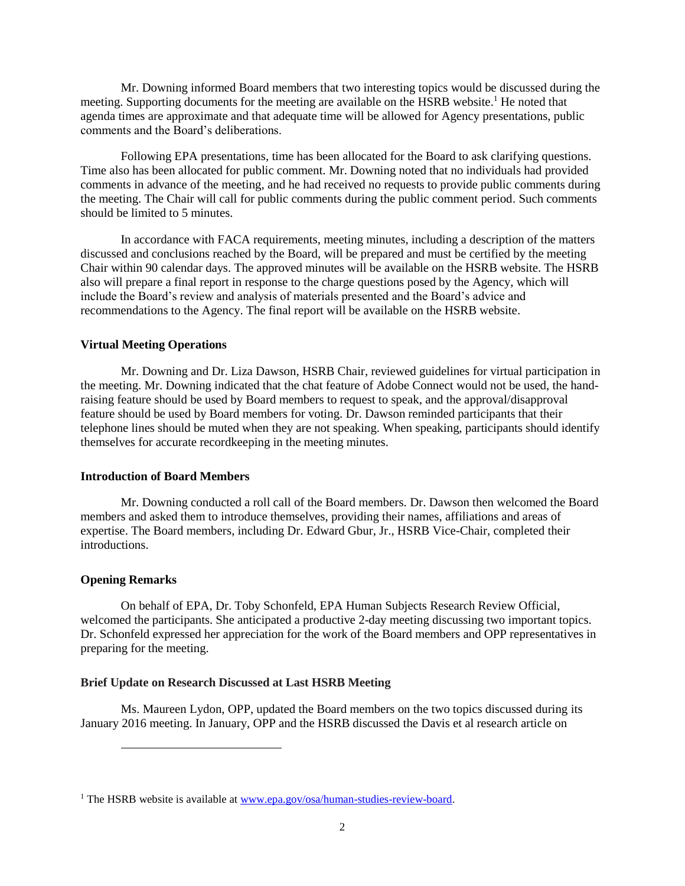Mr. Downing informed Board members that two interesting topics would be discussed during the meeting. Supporting documents for the meeting are available on the HSRB website.[1] He noted that agenda times are approximate and that adequate time will be allowed for Agency presentations, public comments and the Board's deliberations.

Following EPA presentations, time has been allocated for the Board to ask clarifying questions. Time also has been allocated for public comment. Mr. Downing noted that no individuals had provided comments in advance of the meeting, and he had received no requests to provide public comments during the meeting. The Chair will call for public comments during the public comment period. Such comments should be limited to 5 minutes.

In accordance with FACA requirements, meeting minutes, including a description of the matters discussed and conclusions reached by the Board, will be prepared and must be certified by the meeting Chair within 90 calendar days. The approved minutes will be available on the HSRB website. The HSRB also will prepare a final report in response to the charge questions posed by the Agency, which will include the Board's review and analysis of materials presented and the Board's advice and recommendations to the Agency. The final report will be available on the HSRB website.

**Virtual Meeting Operations**

Mr. Downing and Dr. Liza Dawson, HSRB Chair, reviewed guidelines for virtual participation in the meeting. Mr. Downing indicated that the chat feature of Adobe Connect would not be used, the hand-raising feature should be used by Board members to request to speak, and the approval/disapproval feature should be used by Board members for voting. Dr. Dawson reminded participants that their telephone lines should be muted when they are not speaking. When speaking, participants should identify themselves for accurate recordkeeping in the meeting minutes.

**Introduction of Board Members**

Mr. Downing conducted a roll call of the Board members. Dr. Dawson then welcomed the Board members and asked them to introduce themselves, providing their names, affiliations and areas of expertise. The Board members, including Dr. Edward Gbur, Jr., HSRB Vice-Chair, completed their introductions.

**Opening Remarks**

On behalf of EPA, Dr. Toby Schonfeld, EPA Human Subjects Research Review Official, welcomed the participants. She anticipated a productive 2-day meeting discussing two important topics. Dr. Schonfeld expressed her appreciation for the work of the Board members and OPP representatives in preparing for the meeting.

**Brief Update on Research Discussed at Last HSRB Meeting**

Ms. Maureen Lydon, OPP, updated the Board members on the two topics discussed during its January 2016 meeting. In January, OPP and the HSRB discussed the Davis et al research article on

---

[1] The HSRB website is available at www.epa.gov/osa/human-studies-review-board.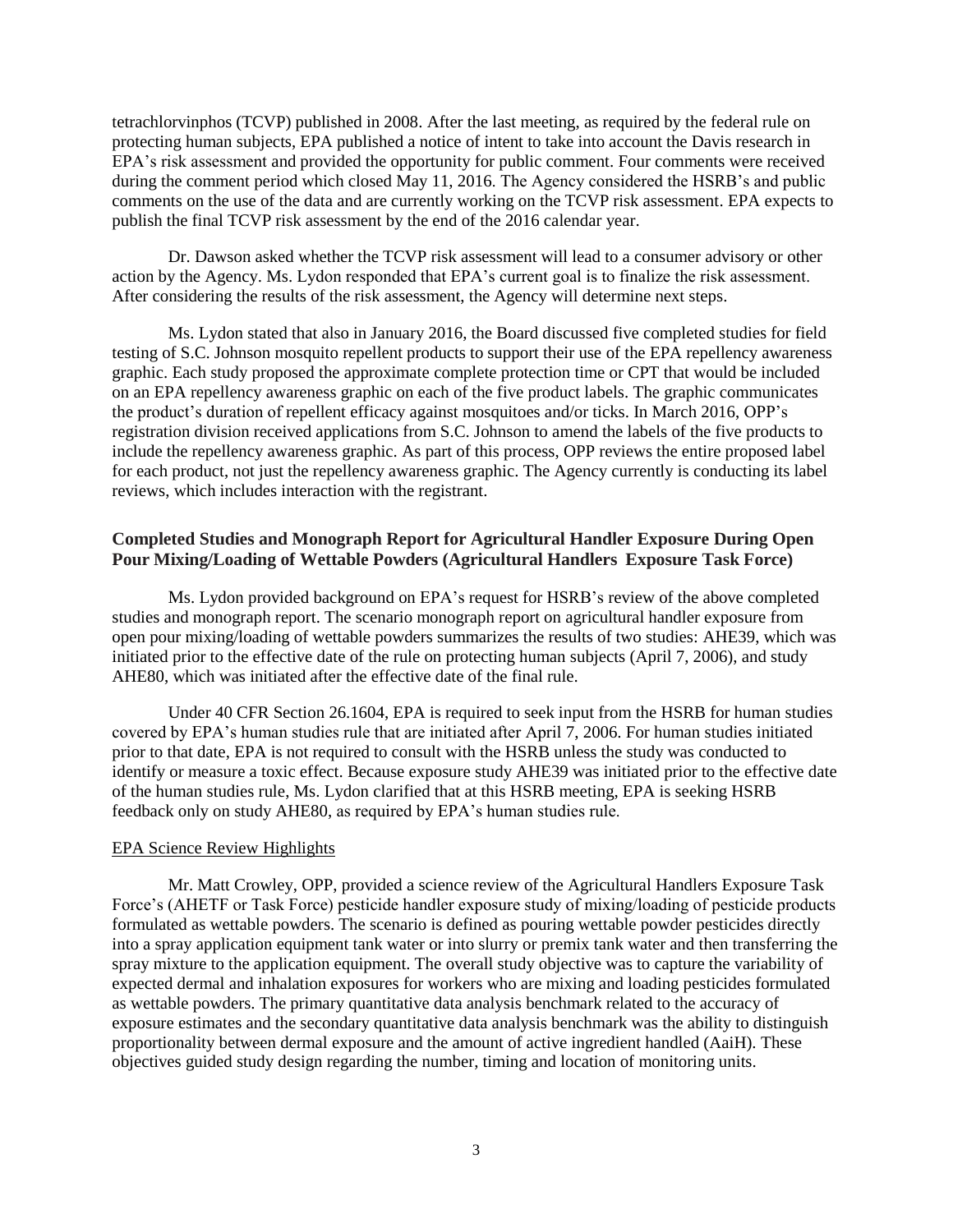tetrachlorvinphos (TCVP) published in 2008. After the last meeting, as required by the federal rule on protecting human subjects, EPA published a notice of intent to take into account the Davis research in EPA's risk assessment and provided the opportunity for public comment. Four comments were received during the comment period which closed May 11, 2016. The Agency considered the HSRB's and public comments on the use of the data and are currently working on the TCVP risk assessment. EPA expects to publish the final TCVP risk assessment by the end of the 2016 calendar year.

Dr. Dawson asked whether the TCVP risk assessment will lead to a consumer advisory or other action by the Agency. Ms. Lydon responded that EPA's current goal is to finalize the risk assessment. After considering the results of the risk assessment, the Agency will determine next steps.

Ms. Lydon stated that also in January 2016, the Board discussed five completed studies for field testing of S.C. Johnson mosquito repellent products to support their use of the EPA repellency awareness graphic. Each study proposed the approximate complete protection time or CPT that would be included on an EPA repellency awareness graphic on each of the five product labels. The graphic communicates the product's duration of repellent efficacy against mosquitoes and/or ticks. In March 2016, OPP's registration division received applications from S.C. Johnson to amend the labels of the five products to include the repellency awareness graphic. As part of this process, OPP reviews the entire proposed label for each product, not just the repellency awareness graphic. The Agency currently is conducting its label reviews, which includes interaction with the registrant.

**Completed Studies and Monograph Report for Agricultural Handler Exposure During Open Pour Mixing/Loading of Wettable Powders (Agricultural Handlers Exposure Task Force)**

Ms. Lydon provided background on EPA's request for HSRB's review of the above completed studies and monograph report. The scenario monograph report on agricultural handler exposure from open pour mixing/loading of wettable powders summarizes the results of two studies: AHE39, which was initiated prior to the effective date of the rule on protecting human subjects (April 7, 2006), and study AHE80, which was initiated after the effective date of the final rule.

Under 40 CFR Section 26.1604, EPA is required to seek input from the HSRB for human studies covered by EPA's human studies rule that are initiated after April 7, 2006. For human studies initiated prior to that date, EPA is not required to consult with the HSRB unless the study was conducted to identify or measure a toxic effect. Because exposure study AHE39 was initiated prior to the effective date of the human studies rule, Ms. Lydon clarified that at this HSRB meeting, EPA is seeking HSRB feedback only on study AHE80, as required by EPA's human studies rule.

EPA Science Review Highlights

Mr. Matt Crowley, OPP, provided a science review of the Agricultural Handlers Exposure Task Force's (AHETF or Task Force) pesticide handler exposure study of mixing/loading of pesticide products formulated as wettable powders. The scenario is defined as pouring wettable powder pesticides directly into a spray application equipment tank water or into slurry or premix tank water and then transferring the spray mixture to the application equipment. The overall study objective was to capture the variability of expected dermal and inhalation exposures for workers who are mixing and loading pesticides formulated as wettable powders. The primary quantitative data analysis benchmark related to the accuracy of exposure estimates and the secondary quantitative data analysis benchmark was the ability to distinguish proportionality between dermal exposure and the amount of active ingredient handled (AaiH). These objectives guided study design regarding the number, timing and location of monitoring units.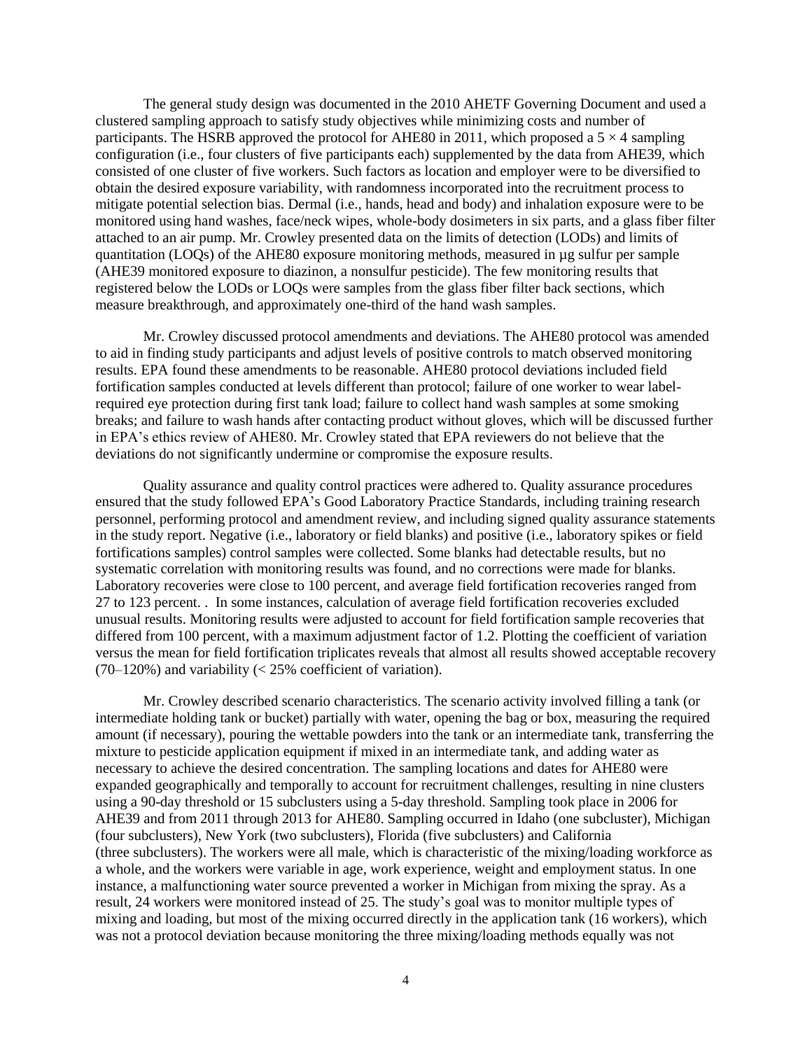The general study design was documented in the 2010 AHETF Governing Document and used a clustered sampling approach to satisfy study objectives while minimizing costs and number of participants. The HSRB approved the protocol for AHE80 in 2011, which proposed a $5 \times 4$ sampling configuration (i.e., four clusters of five participants each) supplemented by the data from AHE39, which consisted of one cluster of five workers. Such factors as location and employer were to be diversified to obtain the desired exposure variability, with randomness incorporated into the recruitment process to mitigate potential selection bias. Dermal (i.e., hands, head and body) and inhalation exposure were to be monitored using hand washes, face/neck wipes, whole-body dosimeters in six parts, and a glass fiber filter attached to an air pump. Mr. Crowley presented data on the limits of detection (LODs) and limits of quantitation (LOQs) of the AHE80 exposure monitoring methods, measured in µg sulfur per sample (AHE39 monitored exposure to diazinon, a nonsulfur pesticide). The few monitoring results that registered below the LODs or LOQs were samples from the glass fiber filter back sections, which measure breakthrough, and approximately one-third of the hand wash samples.

Mr. Crowley discussed protocol amendments and deviations. The AHE80 protocol was amended to aid in finding study participants and adjust levels of positive controls to match observed monitoring results. EPA found these amendments to be reasonable. AHE80 protocol deviations included field fortification samples conducted at levels different than protocol; failure of one worker to wear label-required eye protection during first tank load; failure to collect hand wash samples at some smoking breaks; and failure to wash hands after contacting product without gloves, which will be discussed further in EPA's ethics review of AHE80. Mr. Crowley stated that EPA reviewers do not believe that the deviations do not significantly undermine or compromise the exposure results.

Quality assurance and quality control practices were adhered to. Quality assurance procedures ensured that the study followed EPA's Good Laboratory Practice Standards, including training research personnel, performing protocol and amendment review, and including signed quality assurance statements in the study report. Negative (i.e., laboratory or field blanks) and positive (i.e., laboratory spikes or field fortifications samples) control samples were collected. Some blanks had detectable results, but no systematic correlation with monitoring results was found, and no corrections were made for blanks. Laboratory recoveries were close to 100 percent, and average field fortification recoveries ranged from 27 to 123 percent. . In some instances, calculation of average field fortification recoveries excluded unusual results. Monitoring results were adjusted to account for field fortification sample recoveries that differed from 100 percent, with a maximum adjustment factor of 1.2. Plotting the coefficient of variation versus the mean for field fortification triplicates reveals that almost all results showed acceptable recovery (70–120%) and variability (< 25% coefficient of variation).

Mr. Crowley described scenario characteristics. The scenario activity involved filling a tank (or intermediate holding tank or bucket) partially with water, opening the bag or box, measuring the required amount (if necessary), pouring the wettable powders into the tank or an intermediate tank, transferring the mixture to pesticide application equipment if mixed in an intermediate tank, and adding water as necessary to achieve the desired concentration. The sampling locations and dates for AHE80 were expanded geographically and temporally to account for recruitment challenges, resulting in nine clusters using a 90-day threshold or 15 subclusters using a 5-day threshold. Sampling took place in 2006 for AHE39 and from 2011 through 2013 for AHE80. Sampling occurred in Idaho (one subcluster), Michigan (four subclusters), New York (two subclusters), Florida (five subclusters) and California (three subclusters). The workers were all male, which is characteristic of the mixing/loading workforce as a whole, and the workers were variable in age, work experience, weight and employment status. In one instance, a malfunctioning water source prevented a worker in Michigan from mixing the spray. As a result, 24 workers were monitored instead of 25. The study's goal was to monitor multiple types of mixing and loading, but most of the mixing occurred directly in the application tank (16 workers), which was not a protocol deviation because monitoring the three mixing/loading methods equally was not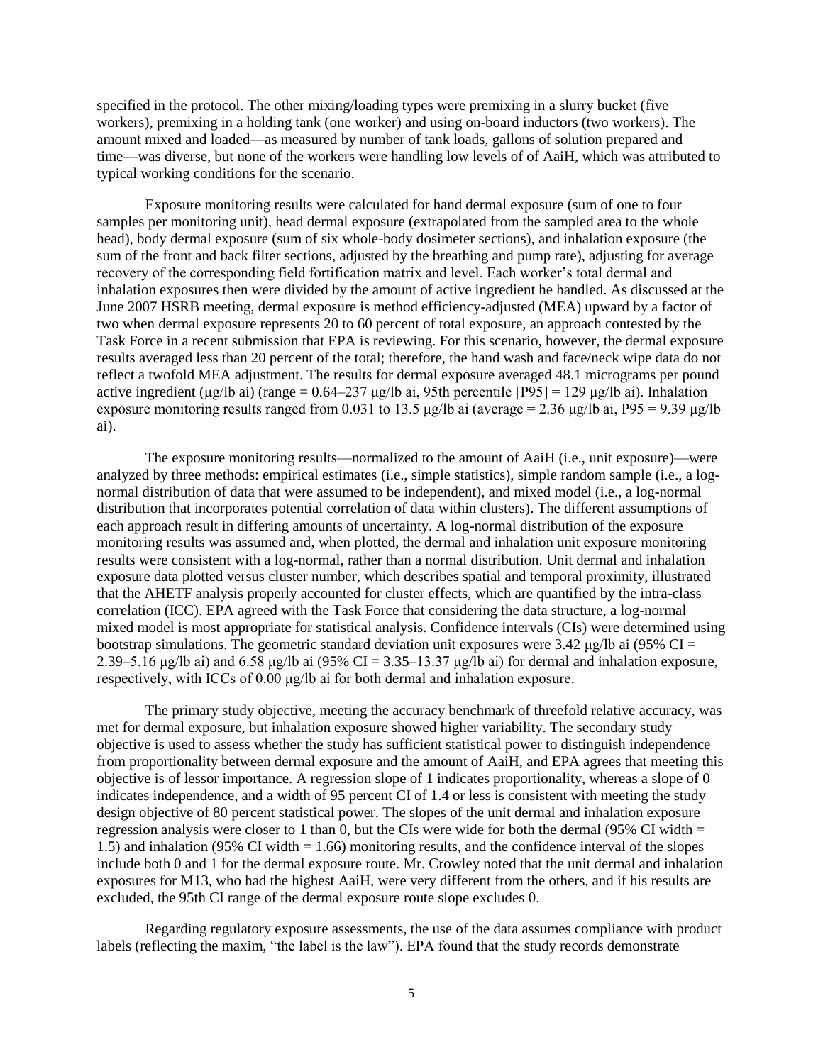specified in the protocol. The other mixing/loading types were premixing in a slurry bucket (five workers), premixing in a holding tank (one worker) and using on-board inductors (two workers). The amount mixed and loaded—as measured by number of tank loads, gallons of solution prepared and time—was diverse, but none of the workers were handling low levels of of AaiH, which was attributed to typical working conditions for the scenario.

Exposure monitoring results were calculated for hand dermal exposure (sum of one to four samples per monitoring unit), head dermal exposure (extrapolated from the sampled area to the whole head), body dermal exposure (sum of six whole-body dosimeter sections), and inhalation exposure (the sum of the front and back filter sections, adjusted by the breathing and pump rate), adjusting for average recovery of the corresponding field fortification matrix and level. Each worker's total dermal and inhalation exposures then were divided by the amount of active ingredient he handled. As discussed at the June 2007 HSRB meeting, dermal exposure is method efficiency-adjusted (MEA) upward by a factor of two when dermal exposure represents 20 to 60 percent of total exposure, an approach contested by the Task Force in a recent submission that EPA is reviewing. For this scenario, however, the dermal exposure results averaged less than 20 percent of the total; therefore, the hand wash and face/neck wipe data do not reflect a twofold MEA adjustment. The results for dermal exposure averaged 48.1 micrograms per pound active ingredient (μg/lb ai) (range = 0.64–237 μg/lb ai, 95th percentile [P95] = 129 μg/lb ai). Inhalation exposure monitoring results ranged from 0.031 to 13.5 μg/lb ai (average = 2.36 μg/lb ai, P95 = 9.39 μg/lb ai).

The exposure monitoring results—normalized to the amount of AaiH (i.e., unit exposure)—were analyzed by three methods: empirical estimates (i.e., simple statistics), simple random sample (i.e., a log-normal distribution of data that were assumed to be independent), and mixed model (i.e., a log-normal distribution that incorporates potential correlation of data within clusters). The different assumptions of each approach result in differing amounts of uncertainty. A log-normal distribution of the exposure monitoring results was assumed and, when plotted, the dermal and inhalation unit exposure monitoring results were consistent with a log-normal, rather than a normal distribution. Unit dermal and inhalation exposure data plotted versus cluster number, which describes spatial and temporal proximity, illustrated that the AHETF analysis properly accounted for cluster effects, which are quantified by the intra-class correlation (ICC). EPA agreed with the Task Force that considering the data structure, a log-normal mixed model is most appropriate for statistical analysis. Confidence intervals (CIs) were determined using bootstrap simulations. The geometric standard deviation unit exposures were 3.42 μg/lb ai (95% CI = 2.39–5.16 μg/lb ai) and 6.58 μg/lb ai (95% CI = 3.35–13.37 μg/lb ai) for dermal and inhalation exposure, respectively, with ICCs of 0.00 μg/lb ai for both dermal and inhalation exposure.

The primary study objective, meeting the accuracy benchmark of threefold relative accuracy, was met for dermal exposure, but inhalation exposure showed higher variability. The secondary study objective is used to assess whether the study has sufficient statistical power to distinguish independence from proportionality between dermal exposure and the amount of AaiH, and EPA agrees that meeting this objective is of lessor importance. A regression slope of 1 indicates proportionality, whereas a slope of 0 indicates independence, and a width of 95 percent CI of 1.4 or less is consistent with meeting the study design objective of 80 percent statistical power. The slopes of the unit dermal and inhalation exposure regression analysis were closer to 1 than 0, but the CIs were wide for both the dermal (95% CI width = 1.5) and inhalation (95% CI width = 1.66) monitoring results, and the confidence interval of the slopes include both 0 and 1 for the dermal exposure route. Mr. Crowley noted that the unit dermal and inhalation exposures for M13, who had the highest AaiH, were very different from the others, and if his results are excluded, the 95th CI range of the dermal exposure route slope excludes 0.

Regarding regulatory exposure assessments, the use of the data assumes compliance with product labels (reflecting the maxim, "the label is the law"). EPA found that the study records demonstrate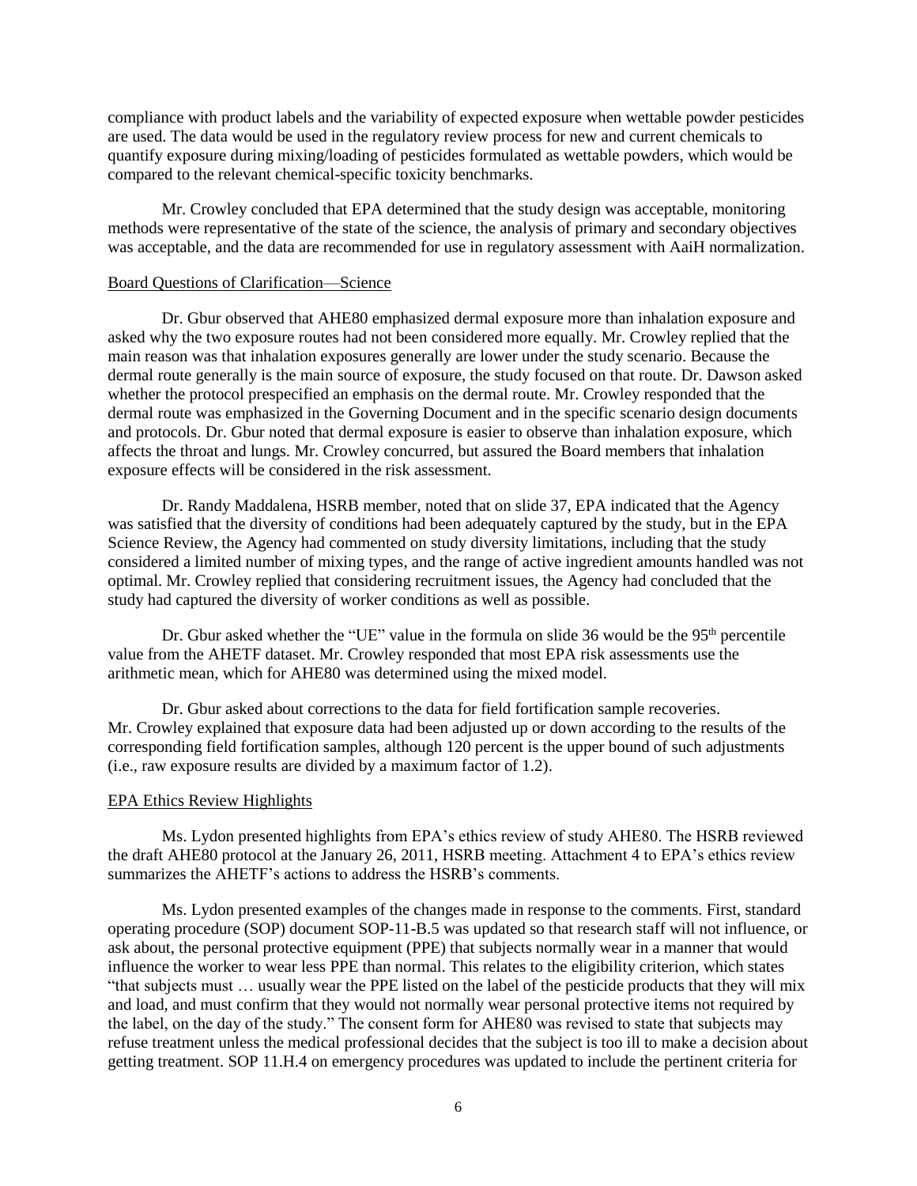compliance with product labels and the variability of expected exposure when wettable powder pesticides are used. The data would be used in the regulatory review process for new and current chemicals to quantify exposure during mixing/loading of pesticides formulated as wettable powders, which would be compared to the relevant chemical-specific toxicity benchmarks.

Mr. Crowley concluded that EPA determined that the study design was acceptable, monitoring methods were representative of the state of the science, the analysis of primary and secondary objectives was acceptable, and the data are recommended for use in regulatory assessment with AaiH normalization.

Board Questions of Clarification—Science

Dr. Gbur observed that AHE80 emphasized dermal exposure more than inhalation exposure and asked why the two exposure routes had not been considered more equally. Mr. Crowley replied that the main reason was that inhalation exposures generally are lower under the study scenario. Because the dermal route generally is the main source of exposure, the study focused on that route. Dr. Dawson asked whether the protocol prespecified an emphasis on the dermal route. Mr. Crowley responded that the dermal route was emphasized in the Governing Document and in the specific scenario design documents and protocols. Dr. Gbur noted that dermal exposure is easier to observe than inhalation exposure, which affects the throat and lungs. Mr. Crowley concurred, but assured the Board members that inhalation exposure effects will be considered in the risk assessment.

Dr. Randy Maddalena, HSRB member, noted that on slide 37, EPA indicated that the Agency was satisfied that the diversity of conditions had been adequately captured by the study, but in the EPA Science Review, the Agency had commented on study diversity limitations, including that the study considered a limited number of mixing types, and the range of active ingredient amounts handled was not optimal. Mr. Crowley replied that considering recruitment issues, the Agency had concluded that the study had captured the diversity of worker conditions as well as possible.

Dr. Gbur asked whether the "UE" value in the formula on slide 36 would be the 95th percentile value from the AHETF dataset. Mr. Crowley responded that most EPA risk assessments use the arithmetic mean, which for AHE80 was determined using the mixed model.

Dr. Gbur asked about corrections to the data for field fortification sample recoveries. Mr. Crowley explained that exposure data had been adjusted up or down according to the results of the corresponding field fortification samples, although 120 percent is the upper bound of such adjustments (i.e., raw exposure results are divided by a maximum factor of 1.2).

EPA Ethics Review Highlights

Ms. Lydon presented highlights from EPA's ethics review of study AHE80. The HSRB reviewed the draft AHE80 protocol at the January 26, 2011, HSRB meeting. Attachment 4 to EPA's ethics review summarizes the AHETF's actions to address the HSRB's comments.

Ms. Lydon presented examples of the changes made in response to the comments. First, standard operating procedure (SOP) document SOP-11-B.5 was updated so that research staff will not influence, or ask about, the personal protective equipment (PPE) that subjects normally wear in a manner that would influence the worker to wear less PPE than normal. This relates to the eligibility criterion, which states "that subjects must … usually wear the PPE listed on the label of the pesticide products that they will mix and load, and must confirm that they would not normally wear personal protective items not required by the label, on the day of the study." The consent form for AHE80 was revised to state that subjects may refuse treatment unless the medical professional decides that the subject is too ill to make a decision about getting treatment. SOP 11.H.4 on emergency procedures was updated to include the pertinent criteria for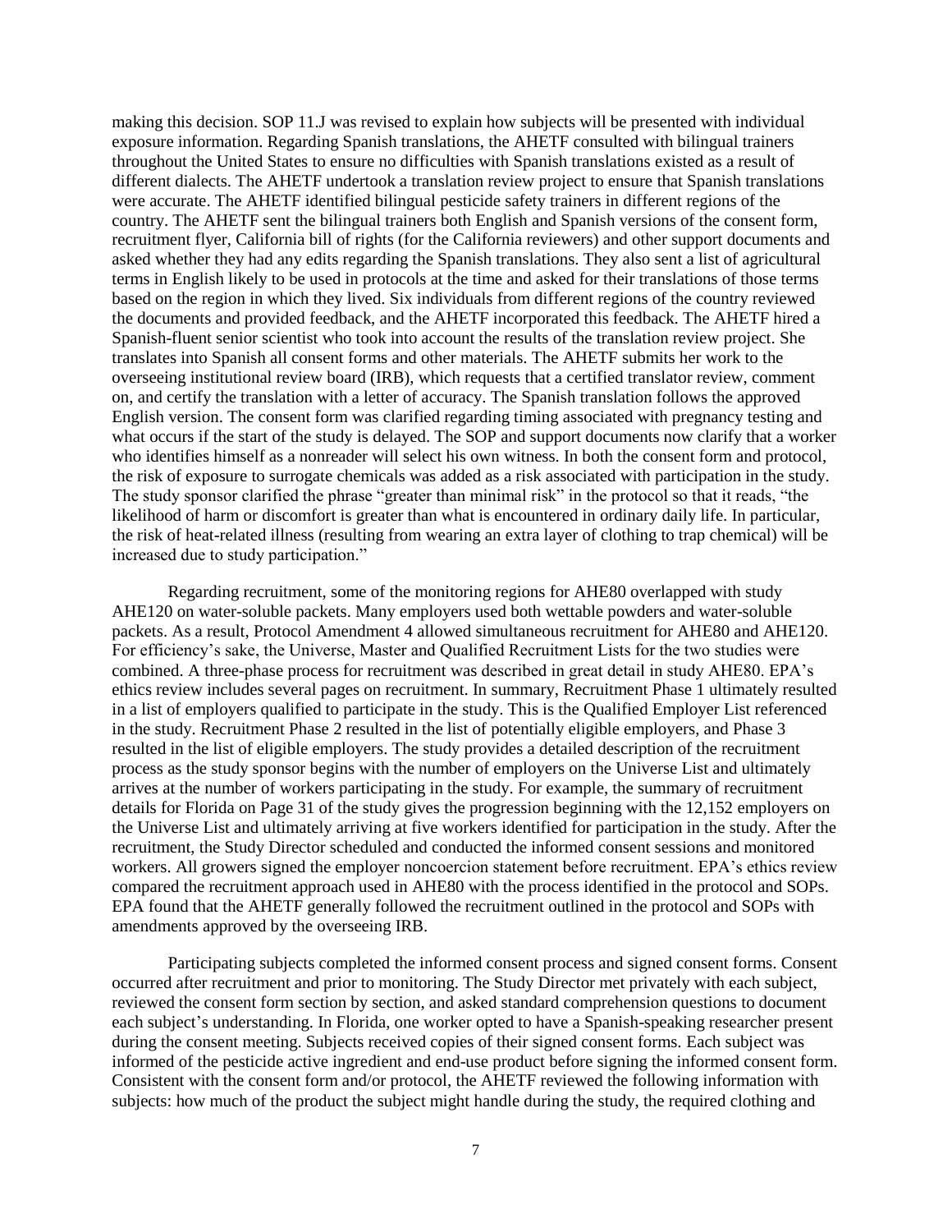making this decision. SOP 11.J was revised to explain how subjects will be presented with individual exposure information. Regarding Spanish translations, the AHETF consulted with bilingual trainers throughout the United States to ensure no difficulties with Spanish translations existed as a result of different dialects. The AHETF undertook a translation review project to ensure that Spanish translations were accurate. The AHETF identified bilingual pesticide safety trainers in different regions of the country. The AHETF sent the bilingual trainers both English and Spanish versions of the consent form, recruitment flyer, California bill of rights (for the California reviewers) and other support documents and asked whether they had any edits regarding the Spanish translations. They also sent a list of agricultural terms in English likely to be used in protocols at the time and asked for their translations of those terms based on the region in which they lived. Six individuals from different regions of the country reviewed the documents and provided feedback, and the AHETF incorporated this feedback. The AHETF hired a Spanish-fluent senior scientist who took into account the results of the translation review project. She translates into Spanish all consent forms and other materials. The AHETF submits her work to the overseeing institutional review board (IRB), which requests that a certified translator review, comment on, and certify the translation with a letter of accuracy. The Spanish translation follows the approved English version. The consent form was clarified regarding timing associated with pregnancy testing and what occurs if the start of the study is delayed. The SOP and support documents now clarify that a worker who identifies himself as a nonreader will select his own witness. In both the consent form and protocol, the risk of exposure to surrogate chemicals was added as a risk associated with participation in the study. The study sponsor clarified the phrase "greater than minimal risk" in the protocol so that it reads, "the likelihood of harm or discomfort is greater than what is encountered in ordinary daily life. In particular, the risk of heat-related illness (resulting from wearing an extra layer of clothing to trap chemical) will be increased due to study participation."

Regarding recruitment, some of the monitoring regions for AHE80 overlapped with study AHE120 on water-soluble packets. Many employers used both wettable powders and water-soluble packets. As a result, Protocol Amendment 4 allowed simultaneous recruitment for AHE80 and AHE120. For efficiency's sake, the Universe, Master and Qualified Recruitment Lists for the two studies were combined. A three-phase process for recruitment was described in great detail in study AHE80. EPA's ethics review includes several pages on recruitment. In summary, Recruitment Phase 1 ultimately resulted in a list of employers qualified to participate in the study. This is the Qualified Employer List referenced in the study. Recruitment Phase 2 resulted in the list of potentially eligible employers, and Phase 3 resulted in the list of eligible employers. The study provides a detailed description of the recruitment process as the study sponsor begins with the number of employers on the Universe List and ultimately arrives at the number of workers participating in the study. For example, the summary of recruitment details for Florida on Page 31 of the study gives the progression beginning with the 12,152 employers on the Universe List and ultimately arriving at five workers identified for participation in the study. After the recruitment, the Study Director scheduled and conducted the informed consent sessions and monitored workers. All growers signed the employer noncoercion statement before recruitment. EPA's ethics review compared the recruitment approach used in AHE80 with the process identified in the protocol and SOPs. EPA found that the AHETF generally followed the recruitment outlined in the protocol and SOPs with amendments approved by the overseeing IRB.

Participating subjects completed the informed consent process and signed consent forms. Consent occurred after recruitment and prior to monitoring. The Study Director met privately with each subject, reviewed the consent form section by section, and asked standard comprehension questions to document each subject's understanding. In Florida, one worker opted to have a Spanish-speaking researcher present during the consent meeting. Subjects received copies of their signed consent forms. Each subject was informed of the pesticide active ingredient and end-use product before signing the informed consent form. Consistent with the consent form and/or protocol, the AHETF reviewed the following information with subjects: how much of the product the subject might handle during the study, the required clothing and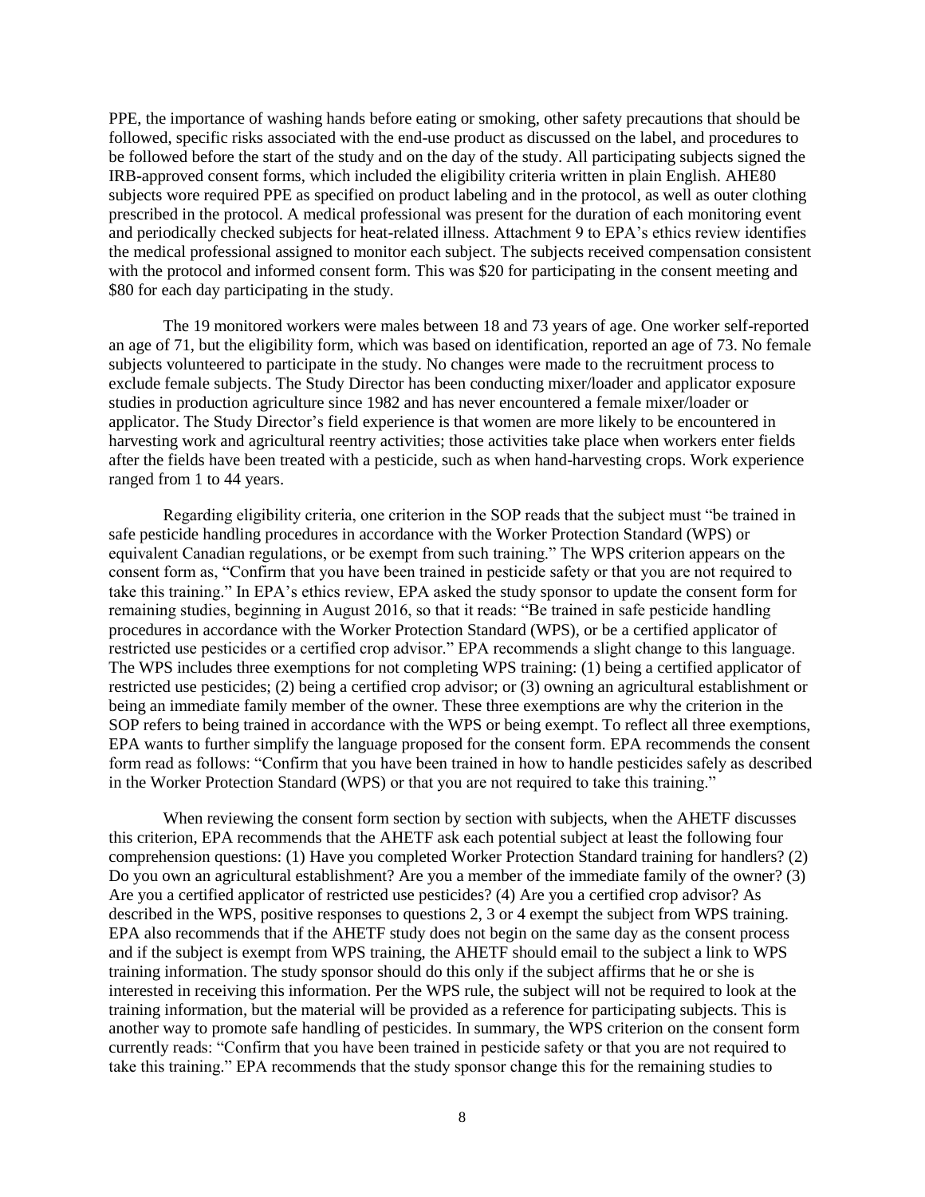PPE, the importance of washing hands before eating or smoking, other safety precautions that should be followed, specific risks associated with the end-use product as discussed on the label, and procedures to be followed before the start of the study and on the day of the study. All participating subjects signed the IRB-approved consent forms, which included the eligibility criteria written in plain English. AHE80 subjects wore required PPE as specified on product labeling and in the protocol, as well as outer clothing prescribed in the protocol. A medical professional was present for the duration of each monitoring event and periodically checked subjects for heat-related illness. Attachment 9 to EPA's ethics review identifies the medical professional assigned to monitor each subject. The subjects received compensation consistent with the protocol and informed consent form. This was $20 for participating in the consent meeting and $80 for each day participating in the study.

The 19 monitored workers were males between 18 and 73 years of age. One worker self-reported an age of 71, but the eligibility form, which was based on identification, reported an age of 73. No female subjects volunteered to participate in the study. No changes were made to the recruitment process to exclude female subjects. The Study Director has been conducting mixer/loader and applicator exposure studies in production agriculture since 1982 and has never encountered a female mixer/loader or applicator. The Study Director's field experience is that women are more likely to be encountered in harvesting work and agricultural reentry activities; those activities take place when workers enter fields after the fields have been treated with a pesticide, such as when hand-harvesting crops. Work experience ranged from 1 to 44 years.

Regarding eligibility criteria, one criterion in the SOP reads that the subject must "be trained in safe pesticide handling procedures in accordance with the Worker Protection Standard (WPS) or equivalent Canadian regulations, or be exempt from such training." The WPS criterion appears on the consent form as, "Confirm that you have been trained in pesticide safety or that you are not required to take this training." In EPA's ethics review, EPA asked the study sponsor to update the consent form for remaining studies, beginning in August 2016, so that it reads: "Be trained in safe pesticide handling procedures in accordance with the Worker Protection Standard (WPS), or be a certified applicator of restricted use pesticides or a certified crop advisor." EPA recommends a slight change to this language. The WPS includes three exemptions for not completing WPS training: (1) being a certified applicator of restricted use pesticides; (2) being a certified crop advisor; or (3) owning an agricultural establishment or being an immediate family member of the owner. These three exemptions are why the criterion in the SOP refers to being trained in accordance with the WPS or being exempt. To reflect all three exemptions, EPA wants to further simplify the language proposed for the consent form. EPA recommends the consent form read as follows: "Confirm that you have been trained in how to handle pesticides safely as described in the Worker Protection Standard (WPS) or that you are not required to take this training."

When reviewing the consent form section by section with subjects, when the AHETF discusses this criterion, EPA recommends that the AHETF ask each potential subject at least the following four comprehension questions: (1) Have you completed Worker Protection Standard training for handlers? (2) Do you own an agricultural establishment? Are you a member of the immediate family of the owner? (3) Are you a certified applicator of restricted use pesticides? (4) Are you a certified crop advisor? As described in the WPS, positive responses to questions 2, 3 or 4 exempt the subject from WPS training. EPA also recommends that if the AHETF study does not begin on the same day as the consent process and if the subject is exempt from WPS training, the AHETF should email to the subject a link to WPS training information. The study sponsor should do this only if the subject affirms that he or she is interested in receiving this information. Per the WPS rule, the subject will not be required to look at the training information, but the material will be provided as a reference for participating subjects. This is another way to promote safe handling of pesticides. In summary, the WPS criterion on the consent form currently reads: "Confirm that you have been trained in pesticide safety or that you are not required to take this training." EPA recommends that the study sponsor change this for the remaining studies to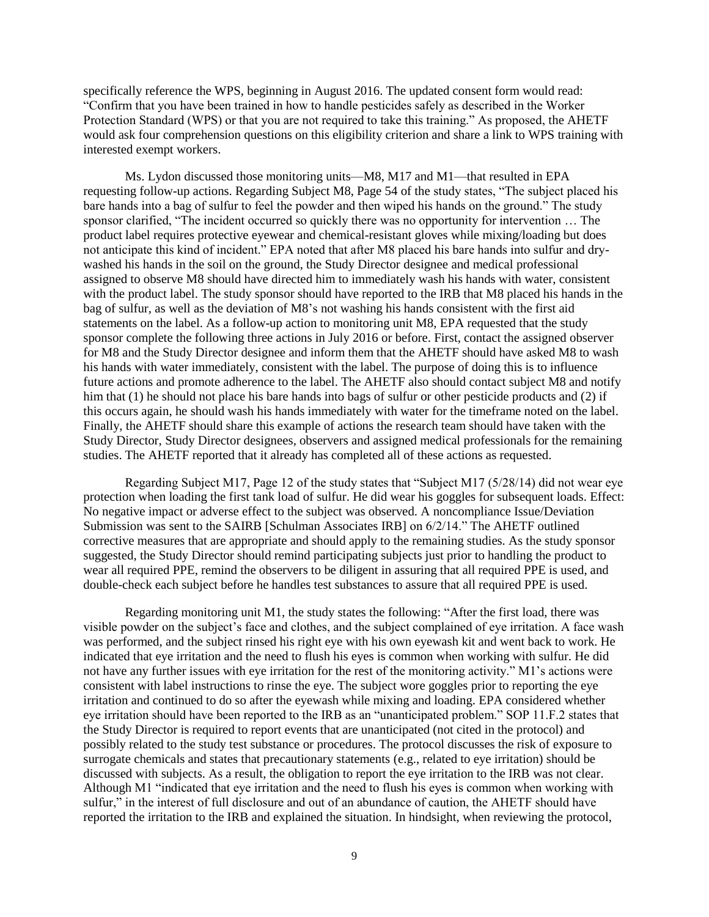specifically reference the WPS, beginning in August 2016. The updated consent form would read: "Confirm that you have been trained in how to handle pesticides safely as described in the Worker Protection Standard (WPS) or that you are not required to take this training." As proposed, the AHETF would ask four comprehension questions on this eligibility criterion and share a link to WPS training with interested exempt workers.

Ms. Lydon discussed those monitoring units—M8, M17 and M1—that resulted in EPA requesting follow-up actions. Regarding Subject M8, Page 54 of the study states, "The subject placed his bare hands into a bag of sulfur to feel the powder and then wiped his hands on the ground." The study sponsor clarified, "The incident occurred so quickly there was no opportunity for intervention … The product label requires protective eyewear and chemical-resistant gloves while mixing/loading but does not anticipate this kind of incident." EPA noted that after M8 placed his bare hands into sulfur and dry-washed his hands in the soil on the ground, the Study Director designee and medical professional assigned to observe M8 should have directed him to immediately wash his hands with water, consistent with the product label. The study sponsor should have reported to the IRB that M8 placed his hands in the bag of sulfur, as well as the deviation of M8's not washing his hands consistent with the first aid statements on the label. As a follow-up action to monitoring unit M8, EPA requested that the study sponsor complete the following three actions in July 2016 or before. First, contact the assigned observer for M8 and the Study Director designee and inform them that the AHETF should have asked M8 to wash his hands with water immediately, consistent with the label. The purpose of doing this is to influence future actions and promote adherence to the label. The AHETF also should contact subject M8 and notify him that (1) he should not place his bare hands into bags of sulfur or other pesticide products and (2) if this occurs again, he should wash his hands immediately with water for the timeframe noted on the label. Finally, the AHETF should share this example of actions the research team should have taken with the Study Director, Study Director designees, observers and assigned medical professionals for the remaining studies. The AHETF reported that it already has completed all of these actions as requested.

Regarding Subject M17, Page 12 of the study states that "Subject M17 (5/28/14) did not wear eye protection when loading the first tank load of sulfur. He did wear his goggles for subsequent loads. Effect: No negative impact or adverse effect to the subject was observed. A noncompliance Issue/Deviation Submission was sent to the SAIRB [Schulman Associates IRB] on 6/2/14." The AHETF outlined corrective measures that are appropriate and should apply to the remaining studies. As the study sponsor suggested, the Study Director should remind participating subjects just prior to handling the product to wear all required PPE, remind the observers to be diligent in assuring that all required PPE is used, and double-check each subject before he handles test substances to assure that all required PPE is used.

Regarding monitoring unit M1, the study states the following: "After the first load, there was visible powder on the subject's face and clothes, and the subject complained of eye irritation. A face wash was performed, and the subject rinsed his right eye with his own eyewash kit and went back to work. He indicated that eye irritation and the need to flush his eyes is common when working with sulfur. He did not have any further issues with eye irritation for the rest of the monitoring activity." M1's actions were consistent with label instructions to rinse the eye. The subject wore goggles prior to reporting the eye irritation and continued to do so after the eyewash while mixing and loading. EPA considered whether eye irritation should have been reported to the IRB as an "unanticipated problem." SOP 11.F.2 states that the Study Director is required to report events that are unanticipated (not cited in the protocol) and possibly related to the study test substance or procedures. The protocol discusses the risk of exposure to surrogate chemicals and states that precautionary statements (e.g., related to eye irritation) should be discussed with subjects. As a result, the obligation to report the eye irritation to the IRB was not clear. Although M1 "indicated that eye irritation and the need to flush his eyes is common when working with sulfur," in the interest of full disclosure and out of an abundance of caution, the AHETF should have reported the irritation to the IRB and explained the situation. In hindsight, when reviewing the protocol,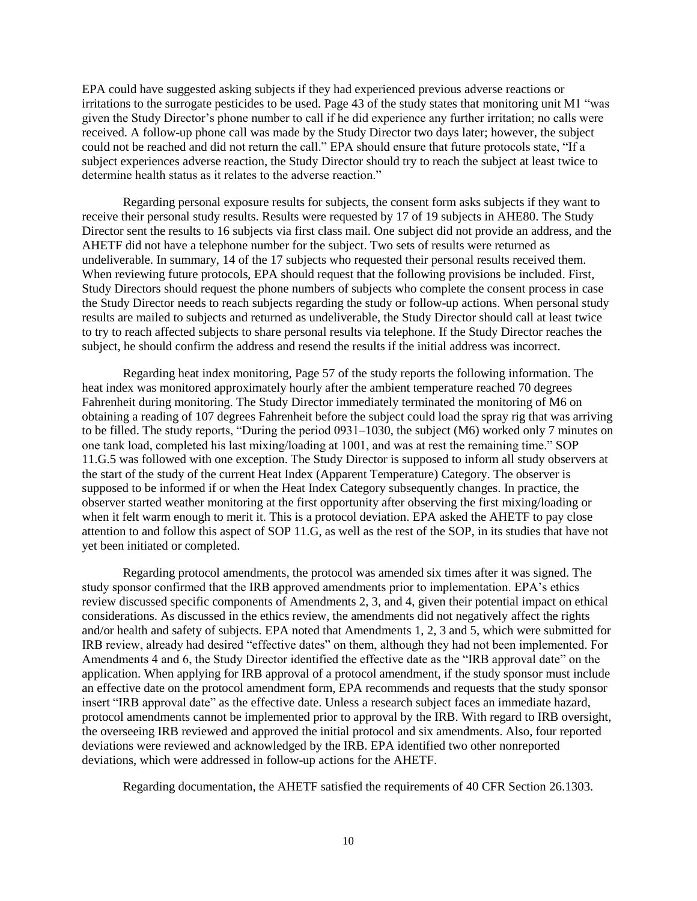EPA could have suggested asking subjects if they had experienced previous adverse reactions or irritations to the surrogate pesticides to be used. Page 43 of the study states that monitoring unit M1 "was given the Study Director's phone number to call if he did experience any further irritation; no calls were received. A follow-up phone call was made by the Study Director two days later; however, the subject could not be reached and did not return the call." EPA should ensure that future protocols state, "If a subject experiences adverse reaction, the Study Director should try to reach the subject at least twice to determine health status as it relates to the adverse reaction."

Regarding personal exposure results for subjects, the consent form asks subjects if they want to receive their personal study results. Results were requested by 17 of 19 subjects in AHE80. The Study Director sent the results to 16 subjects via first class mail. One subject did not provide an address, and the AHETF did not have a telephone number for the subject. Two sets of results were returned as undeliverable. In summary, 14 of the 17 subjects who requested their personal results received them. When reviewing future protocols, EPA should request that the following provisions be included. First, Study Directors should request the phone numbers of subjects who complete the consent process in case the Study Director needs to reach subjects regarding the study or follow-up actions. When personal study results are mailed to subjects and returned as undeliverable, the Study Director should call at least twice to try to reach affected subjects to share personal results via telephone. If the Study Director reaches the subject, he should confirm the address and resend the results if the initial address was incorrect.

Regarding heat index monitoring, Page 57 of the study reports the following information. The heat index was monitored approximately hourly after the ambient temperature reached 70 degrees Fahrenheit during monitoring. The Study Director immediately terminated the monitoring of M6 on obtaining a reading of 107 degrees Fahrenheit before the subject could load the spray rig that was arriving to be filled. The study reports, "During the period 0931–1030, the subject (M6) worked only 7 minutes on one tank load, completed his last mixing/loading at 1001, and was at rest the remaining time." SOP 11.G.5 was followed with one exception. The Study Director is supposed to inform all study observers at the start of the study of the current Heat Index (Apparent Temperature) Category. The observer is supposed to be informed if or when the Heat Index Category subsequently changes. In practice, the observer started weather monitoring at the first opportunity after observing the first mixing/loading or when it felt warm enough to merit it. This is a protocol deviation. EPA asked the AHETF to pay close attention to and follow this aspect of SOP 11.G, as well as the rest of the SOP, in its studies that have not yet been initiated or completed.

Regarding protocol amendments, the protocol was amended six times after it was signed. The study sponsor confirmed that the IRB approved amendments prior to implementation. EPA's ethics review discussed specific components of Amendments 2, 3, and 4, given their potential impact on ethical considerations. As discussed in the ethics review, the amendments did not negatively affect the rights and/or health and safety of subjects. EPA noted that Amendments 1, 2, 3 and 5, which were submitted for IRB review, already had desired "effective dates" on them, although they had not been implemented. For Amendments 4 and 6, the Study Director identified the effective date as the "IRB approval date" on the application. When applying for IRB approval of a protocol amendment, if the study sponsor must include an effective date on the protocol amendment form, EPA recommends and requests that the study sponsor insert "IRB approval date" as the effective date. Unless a research subject faces an immediate hazard, protocol amendments cannot be implemented prior to approval by the IRB. With regard to IRB oversight, the overseeing IRB reviewed and approved the initial protocol and six amendments. Also, four reported deviations were reviewed and acknowledged by the IRB. EPA identified two other nonreported deviations, which were addressed in follow-up actions for the AHETF.

Regarding documentation, the AHETF satisfied the requirements of 40 CFR Section 26.1303.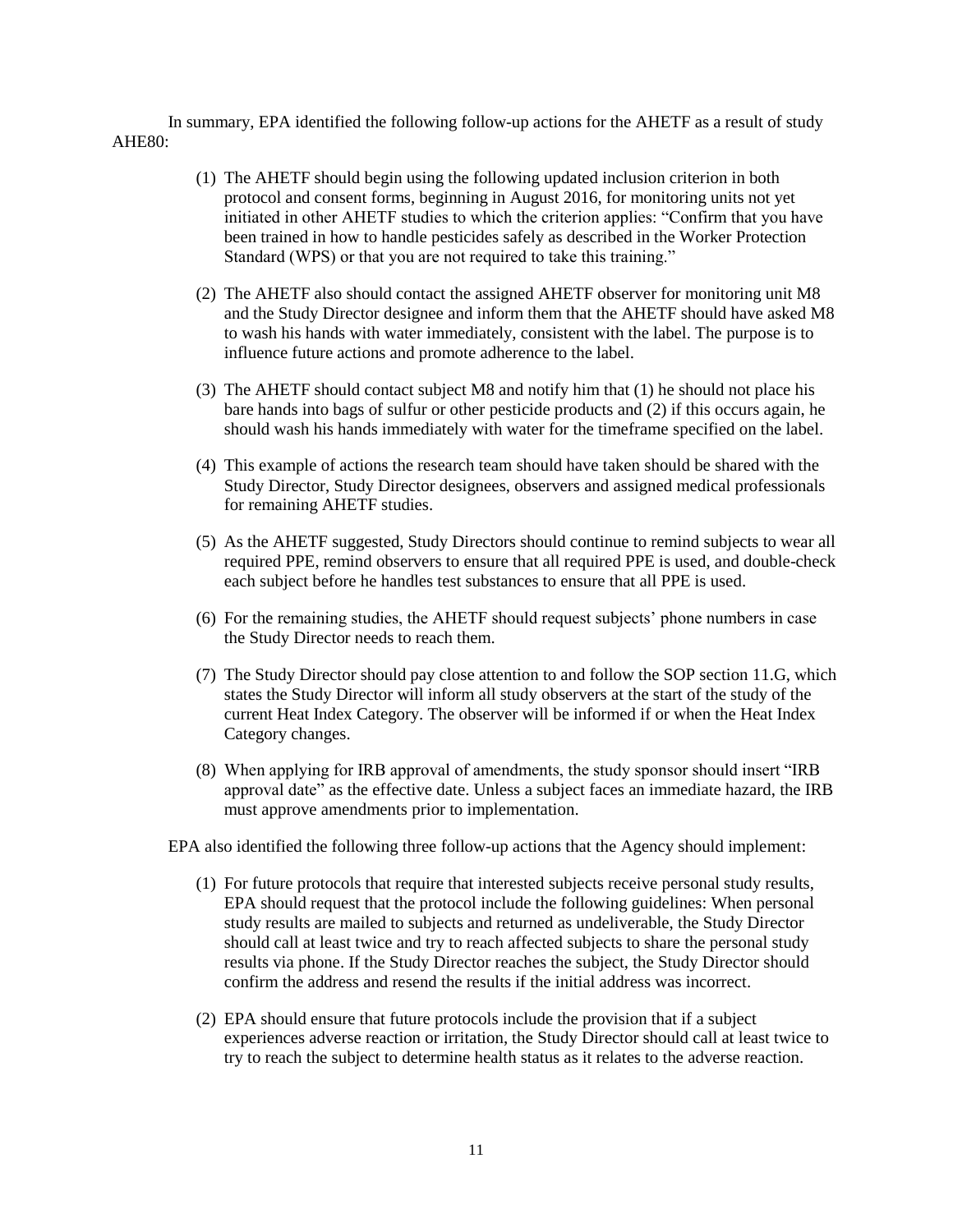In summary, EPA identified the following follow-up actions for the AHETF as a result of study AHE80:

(1) The AHETF should begin using the following updated inclusion criterion in both protocol and consent forms, beginning in August 2016, for monitoring units not yet initiated in other AHETF studies to which the criterion applies: "Confirm that you have been trained in how to handle pesticides safely as described in the Worker Protection Standard (WPS) or that you are not required to take this training."

(2) The AHETF also should contact the assigned AHETF observer for monitoring unit M8 and the Study Director designee and inform them that the AHETF should have asked M8 to wash his hands with water immediately, consistent with the label. The purpose is to influence future actions and promote adherence to the label.

(3) The AHETF should contact subject M8 and notify him that (1) he should not place his bare hands into bags of sulfur or other pesticide products and (2) if this occurs again, he should wash his hands immediately with water for the timeframe specified on the label.

(4) This example of actions the research team should have taken should be shared with the Study Director, Study Director designees, observers and assigned medical professionals for remaining AHETF studies.

(5) As the AHETF suggested, Study Directors should continue to remind subjects to wear all required PPE, remind observers to ensure that all required PPE is used, and double-check each subject before he handles test substances to ensure that all PPE is used.

(6) For the remaining studies, the AHETF should request subjects' phone numbers in case the Study Director needs to reach them.

(7) The Study Director should pay close attention to and follow the SOP section 11.G, which states the Study Director will inform all study observers at the start of the study of the current Heat Index Category. The observer will be informed if or when the Heat Index Category changes.

(8) When applying for IRB approval of amendments, the study sponsor should insert "IRB approval date" as the effective date. Unless a subject faces an immediate hazard, the IRB must approve amendments prior to implementation.

EPA also identified the following three follow-up actions that the Agency should implement:

(1) For future protocols that require that interested subjects receive personal study results, EPA should request that the protocol include the following guidelines: When personal study results are mailed to subjects and returned as undeliverable, the Study Director should call at least twice and try to reach affected subjects to share the personal study results via phone. If the Study Director reaches the subject, the Study Director should confirm the address and resend the results if the initial address was incorrect.

(2) EPA should ensure that future protocols include the provision that if a subject experiences adverse reaction or irritation, the Study Director should call at least twice to try to reach the subject to determine health status as it relates to the adverse reaction.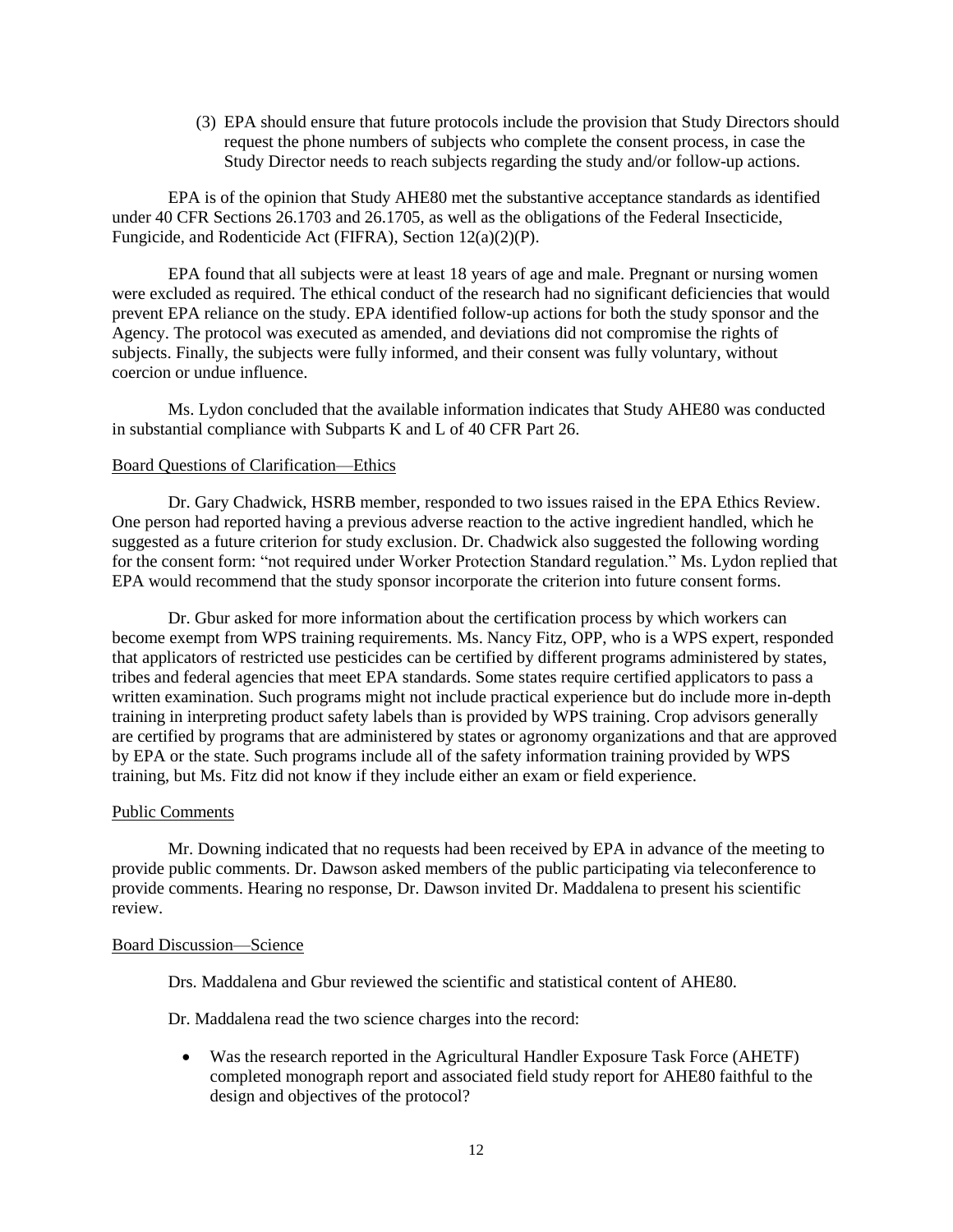(3) EPA should ensure that future protocols include the provision that Study Directors should request the phone numbers of subjects who complete the consent process, in case the Study Director needs to reach subjects regarding the study and/or follow-up actions.

EPA is of the opinion that Study AHE80 met the substantive acceptance standards as identified under 40 CFR Sections 26.1703 and 26.1705, as well as the obligations of the Federal Insecticide, Fungicide, and Rodenticide Act (FIFRA), Section 12(a)(2)(P).

EPA found that all subjects were at least 18 years of age and male. Pregnant or nursing women were excluded as required. The ethical conduct of the research had no significant deficiencies that would prevent EPA reliance on the study. EPA identified follow-up actions for both the study sponsor and the Agency. The protocol was executed as amended, and deviations did not compromise the rights of subjects. Finally, the subjects were fully informed, and their consent was fully voluntary, without coercion or undue influence.

Ms. Lydon concluded that the available information indicates that Study AHE80 was conducted in substantial compliance with Subparts K and L of 40 CFR Part 26.

Board Questions of Clarification—Ethics

Dr. Gary Chadwick, HSRB member, responded to two issues raised in the EPA Ethics Review. One person had reported having a previous adverse reaction to the active ingredient handled, which he suggested as a future criterion for study exclusion. Dr. Chadwick also suggested the following wording for the consent form: "not required under Worker Protection Standard regulation." Ms. Lydon replied that EPA would recommend that the study sponsor incorporate the criterion into future consent forms.

Dr. Gbur asked for more information about the certification process by which workers can become exempt from WPS training requirements. Ms. Nancy Fitz, OPP, who is a WPS expert, responded that applicators of restricted use pesticides can be certified by different programs administered by states, tribes and federal agencies that meet EPA standards. Some states require certified applicators to pass a written examination. Such programs might not include practical experience but do include more in-depth training in interpreting product safety labels than is provided by WPS training. Crop advisors generally are certified by programs that are administered by states or agronomy organizations and that are approved by EPA or the state. Such programs include all of the safety information training provided by WPS training, but Ms. Fitz did not know if they include either an exam or field experience.

Public Comments

Mr. Downing indicated that no requests had been received by EPA in advance of the meeting to provide public comments. Dr. Dawson asked members of the public participating via teleconference to provide comments. Hearing no response, Dr. Dawson invited Dr. Maddalena to present his scientific review.

Board Discussion—Science

Drs. Maddalena and Gbur reviewed the scientific and statistical content of AHE80.

Dr. Maddalena read the two science charges into the record:

- Was the research reported in the Agricultural Handler Exposure Task Force (AHETF) completed monograph report and associated field study report for AHE80 faithful to the design and objectives of the protocol?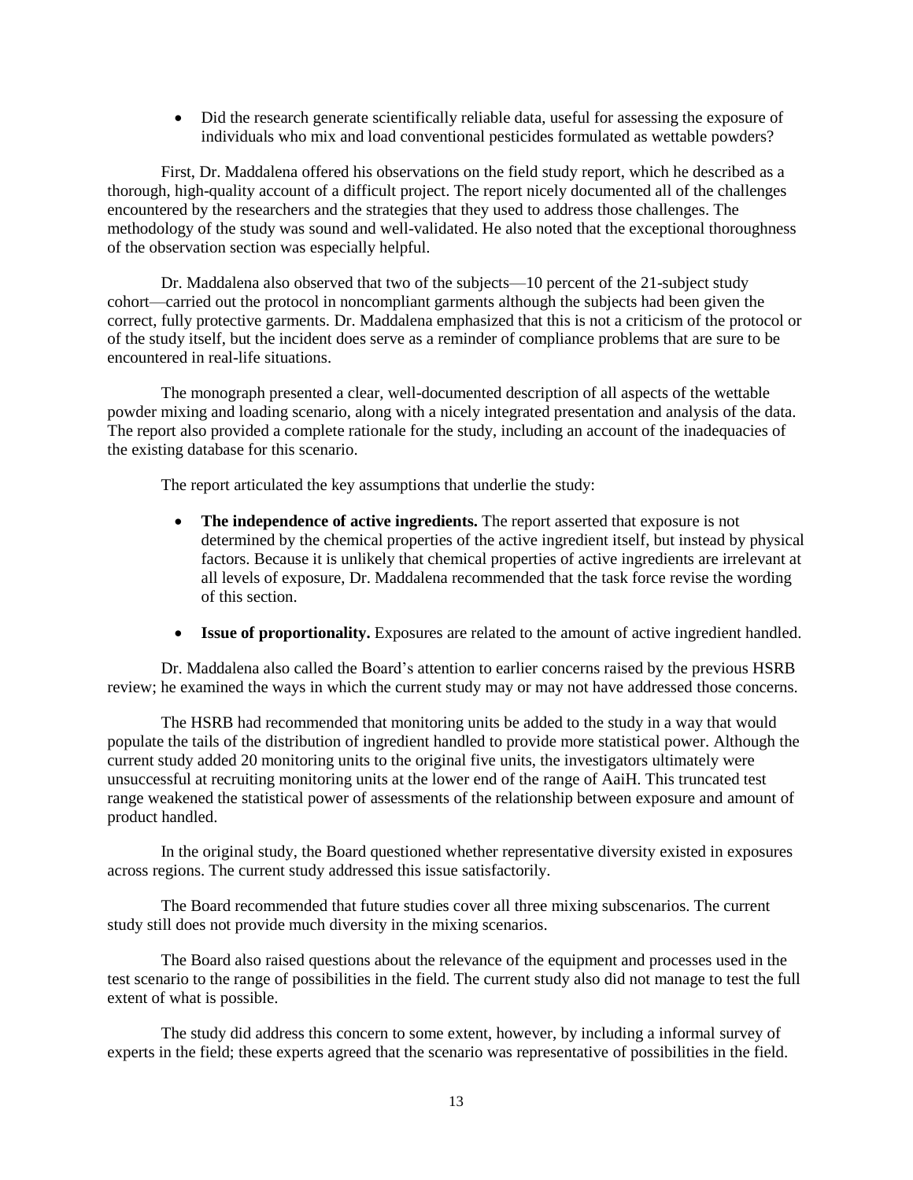- Did the research generate scientifically reliable data, useful for assessing the exposure of individuals who mix and load conventional pesticides formulated as wettable powders?

First, Dr. Maddalena offered his observations on the field study report, which he described as a thorough, high-quality account of a difficult project. The report nicely documented all of the challenges encountered by the researchers and the strategies that they used to address those challenges. The methodology of the study was sound and well-validated. He also noted that the exceptional thoroughness of the observation section was especially helpful.

Dr. Maddalena also observed that two of the subjects—10 percent of the 21-subject study cohort—carried out the protocol in noncompliant garments although the subjects had been given the correct, fully protective garments. Dr. Maddalena emphasized that this is not a criticism of the protocol or of the study itself, but the incident does serve as a reminder of compliance problems that are sure to be encountered in real-life situations.

The monograph presented a clear, well-documented description of all aspects of the wettable powder mixing and loading scenario, along with a nicely integrated presentation and analysis of the data. The report also provided a complete rationale for the study, including an account of the inadequacies of the existing database for this scenario.

The report articulated the key assumptions that underlie the study:

- **The independence of active ingredients.** The report asserted that exposure is not determined by the chemical properties of the active ingredient itself, but instead by physical factors. Because it is unlikely that chemical properties of active ingredients are irrelevant at all levels of exposure, Dr. Maddalena recommended that the task force revise the wording of this section.

- **Issue of proportionality.** Exposures are related to the amount of active ingredient handled.

Dr. Maddalena also called the Board's attention to earlier concerns raised by the previous HSRB review; he examined the ways in which the current study may or may not have addressed those concerns.

The HSRB had recommended that monitoring units be added to the study in a way that would populate the tails of the distribution of ingredient handled to provide more statistical power. Although the current study added 20 monitoring units to the original five units, the investigators ultimately were unsuccessful at recruiting monitoring units at the lower end of the range of AaiH. This truncated test range weakened the statistical power of assessments of the relationship between exposure and amount of product handled.

In the original study, the Board questioned whether representative diversity existed in exposures across regions. The current study addressed this issue satisfactorily.

The Board recommended that future studies cover all three mixing subscenarios. The current study still does not provide much diversity in the mixing scenarios.

The Board also raised questions about the relevance of the equipment and processes used in the test scenario to the range of possibilities in the field. The current study also did not manage to test the full extent of what is possible.

The study did address this concern to some extent, however, by including a informal survey of experts in the field; these experts agreed that the scenario was representative of possibilities in the field.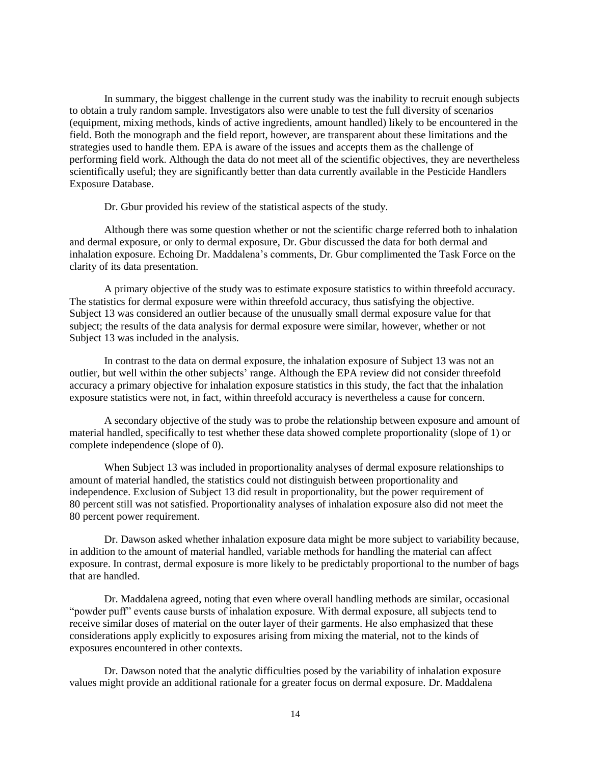In summary, the biggest challenge in the current study was the inability to recruit enough subjects to obtain a truly random sample. Investigators also were unable to test the full diversity of scenarios (equipment, mixing methods, kinds of active ingredients, amount handled) likely to be encountered in the field. Both the monograph and the field report, however, are transparent about these limitations and the strategies used to handle them. EPA is aware of the issues and accepts them as the challenge of performing field work. Although the data do not meet all of the scientific objectives, they are nevertheless scientifically useful; they are significantly better than data currently available in the Pesticide Handlers Exposure Database.

Dr. Gbur provided his review of the statistical aspects of the study.

Although there was some question whether or not the scientific charge referred both to inhalation and dermal exposure, or only to dermal exposure, Dr. Gbur discussed the data for both dermal and inhalation exposure. Echoing Dr. Maddalena's comments, Dr. Gbur complimented the Task Force on the clarity of its data presentation.

A primary objective of the study was to estimate exposure statistics to within threefold accuracy. The statistics for dermal exposure were within threefold accuracy, thus satisfying the objective. Subject 13 was considered an outlier because of the unusually small dermal exposure value for that subject; the results of the data analysis for dermal exposure were similar, however, whether or not Subject 13 was included in the analysis.

In contrast to the data on dermal exposure, the inhalation exposure of Subject 13 was not an outlier, but well within the other subjects' range. Although the EPA review did not consider threefold accuracy a primary objective for inhalation exposure statistics in this study, the fact that the inhalation exposure statistics were not, in fact, within threefold accuracy is nevertheless a cause for concern.

A secondary objective of the study was to probe the relationship between exposure and amount of material handled, specifically to test whether these data showed complete proportionality (slope of 1) or complete independence (slope of 0).

When Subject 13 was included in proportionality analyses of dermal exposure relationships to amount of material handled, the statistics could not distinguish between proportionality and independence. Exclusion of Subject 13 did result in proportionality, but the power requirement of 80 percent still was not satisfied. Proportionality analyses of inhalation exposure also did not meet the 80 percent power requirement.

Dr. Dawson asked whether inhalation exposure data might be more subject to variability because, in addition to the amount of material handled, variable methods for handling the material can affect exposure. In contrast, dermal exposure is more likely to be predictably proportional to the number of bags that are handled.

Dr. Maddalena agreed, noting that even where overall handling methods are similar, occasional "powder puff" events cause bursts of inhalation exposure. With dermal exposure, all subjects tend to receive similar doses of material on the outer layer of their garments. He also emphasized that these considerations apply explicitly to exposures arising from mixing the material, not to the kinds of exposures encountered in other contexts.

Dr. Dawson noted that the analytic difficulties posed by the variability of inhalation exposure values might provide an additional rationale for a greater focus on dermal exposure. Dr. Maddalena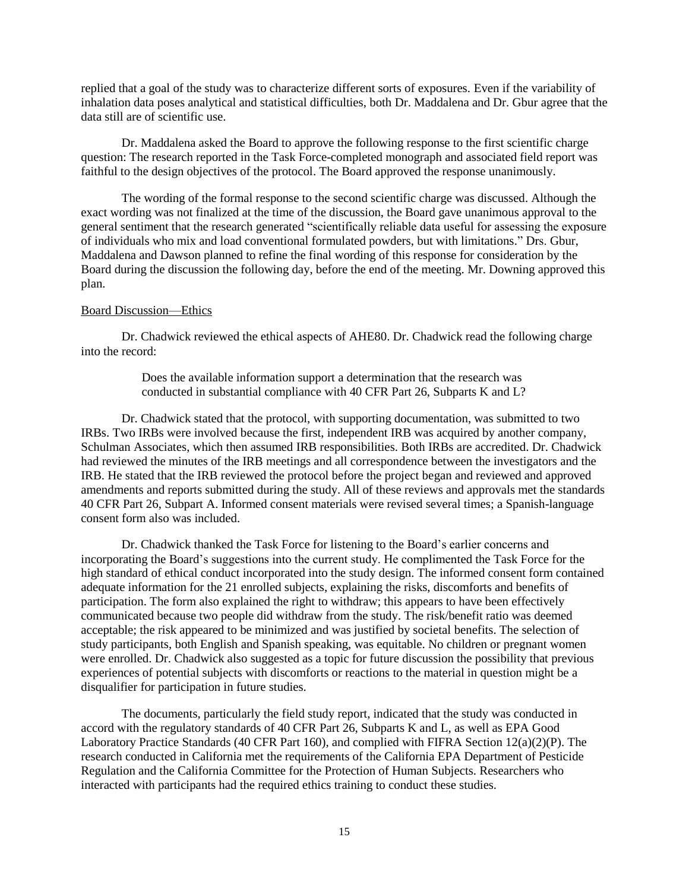replied that a goal of the study was to characterize different sorts of exposures. Even if the variability of inhalation data poses analytical and statistical difficulties, both Dr. Maddalena and Dr. Gbur agree that the data still are of scientific use.

Dr. Maddalena asked the Board to approve the following response to the first scientific charge question: The research reported in the Task Force-completed monograph and associated field report was faithful to the design objectives of the protocol. The Board approved the response unanimously.

The wording of the formal response to the second scientific charge was discussed. Although the exact wording was not finalized at the time of the discussion, the Board gave unanimous approval to the general sentiment that the research generated "scientifically reliable data useful for assessing the exposure of individuals who mix and load conventional formulated powders, but with limitations." Drs. Gbur, Maddalena and Dawson planned to refine the final wording of this response for consideration by the Board during the discussion the following day, before the end of the meeting. Mr. Downing approved this plan.

<u>Board Discussion—Ethics</u>

Dr. Chadwick reviewed the ethical aspects of AHE80. Dr. Chadwick read the following charge into the record:

> Does the available information support a determination that the research was conducted in substantial compliance with 40 CFR Part 26, Subparts K and L?

Dr. Chadwick stated that the protocol, with supporting documentation, was submitted to two IRBs. Two IRBs were involved because the first, independent IRB was acquired by another company, Schulman Associates, which then assumed IRB responsibilities. Both IRBs are accredited. Dr. Chadwick had reviewed the minutes of the IRB meetings and all correspondence between the investigators and the IRB. He stated that the IRB reviewed the protocol before the project began and reviewed and approved amendments and reports submitted during the study. All of these reviews and approvals met the standards 40 CFR Part 26, Subpart A. Informed consent materials were revised several times; a Spanish-language consent form also was included.

Dr. Chadwick thanked the Task Force for listening to the Board's earlier concerns and incorporating the Board's suggestions into the current study. He complimented the Task Force for the high standard of ethical conduct incorporated into the study design. The informed consent form contained adequate information for the 21 enrolled subjects, explaining the risks, discomforts and benefits of participation. The form also explained the right to withdraw; this appears to have been effectively communicated because two people did withdraw from the study. The risk/benefit ratio was deemed acceptable; the risk appeared to be minimized and was justified by societal benefits. The selection of study participants, both English and Spanish speaking, was equitable. No children or pregnant women were enrolled. Dr. Chadwick also suggested as a topic for future discussion the possibility that previous experiences of potential subjects with discomforts or reactions to the material in question might be a disqualifier for participation in future studies.

The documents, particularly the field study report, indicated that the study was conducted in accord with the regulatory standards of 40 CFR Part 26, Subparts K and L, as well as EPA Good Laboratory Practice Standards (40 CFR Part 160), and complied with FIFRA Section 12(a)(2)(P). The research conducted in California met the requirements of the California EPA Department of Pesticide Regulation and the California Committee for the Protection of Human Subjects. Researchers who interacted with participants had the required ethics training to conduct these studies.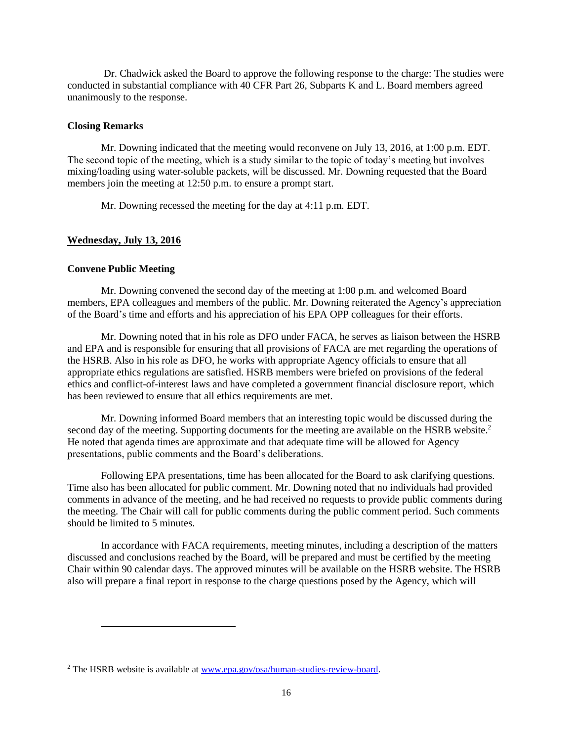Dr. Chadwick asked the Board to approve the following response to the charge: The studies were conducted in substantial compliance with 40 CFR Part 26, Subparts K and L. Board members agreed unanimously to the response.

**Closing Remarks**

Mr. Downing indicated that the meeting would reconvene on July 13, 2016, at 1:00 p.m. EDT. The second topic of the meeting, which is a study similar to the topic of today's meeting but involves mixing/loading using water-soluble packets, will be discussed. Mr. Downing requested that the Board members join the meeting at 12:50 p.m. to ensure a prompt start.

Mr. Downing recessed the meeting for the day at 4:11 p.m. EDT.

**Wednesday, July 13, 2016**

**Convene Public Meeting**

Mr. Downing convened the second day of the meeting at 1:00 p.m. and welcomed Board members, EPA colleagues and members of the public. Mr. Downing reiterated the Agency's appreciation of the Board's time and efforts and his appreciation of his EPA OPP colleagues for their efforts.

Mr. Downing noted that in his role as DFO under FACA, he serves as liaison between the HSRB and EPA and is responsible for ensuring that all provisions of FACA are met regarding the operations of the HSRB. Also in his role as DFO, he works with appropriate Agency officials to ensure that all appropriate ethics regulations are satisfied. HSRB members were briefed on provisions of the federal ethics and conflict-of-interest laws and have completed a government financial disclosure report, which has been reviewed to ensure that all ethics requirements are met.

Mr. Downing informed Board members that an interesting topic would be discussed during the second day of the meeting. Supporting documents for the meeting are available on the HSRB website.[2] He noted that agenda times are approximate and that adequate time will be allowed for Agency presentations, public comments and the Board's deliberations.

Following EPA presentations, time has been allocated for the Board to ask clarifying questions. Time also has been allocated for public comment. Mr. Downing noted that no individuals had provided comments in advance of the meeting, and he had received no requests to provide public comments during the meeting. The Chair will call for public comments during the public comment period. Such comments should be limited to 5 minutes.

In accordance with FACA requirements, meeting minutes, including a description of the matters discussed and conclusions reached by the Board, will be prepared and must be certified by the meeting Chair within 90 calendar days. The approved minutes will be available on the HSRB website. The HSRB also will prepare a final report in response to the charge questions posed by the Agency, which will

---

[2] The HSRB website is available at www.epa.gov/osa/human-studies-review-board.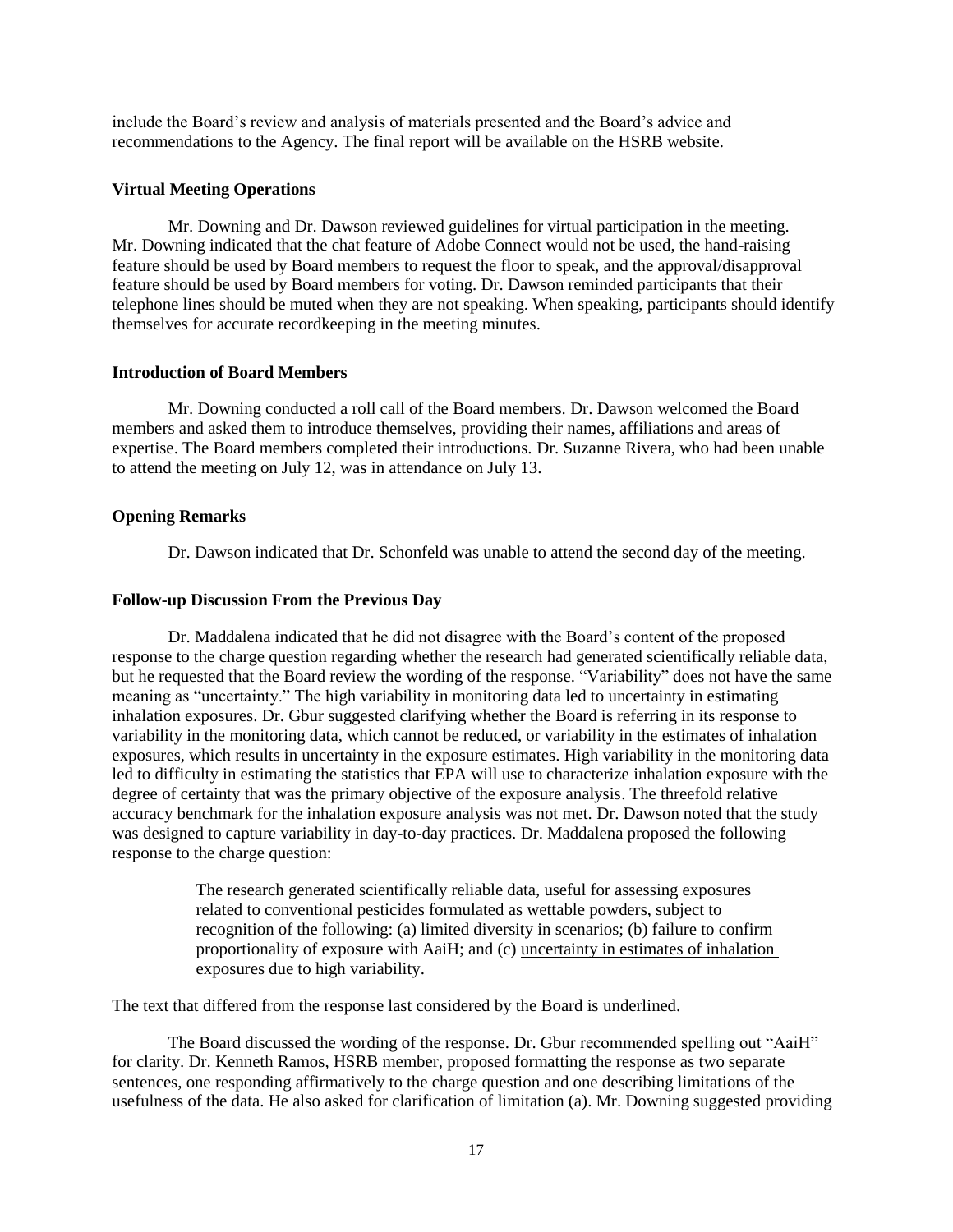include the Board's review and analysis of materials presented and the Board's advice and recommendations to the Agency. The final report will be available on the HSRB website.

**Virtual Meeting Operations**

Mr. Downing and Dr. Dawson reviewed guidelines for virtual participation in the meeting. Mr. Downing indicated that the chat feature of Adobe Connect would not be used, the hand-raising feature should be used by Board members to request the floor to speak, and the approval/disapproval feature should be used by Board members for voting. Dr. Dawson reminded participants that their telephone lines should be muted when they are not speaking. When speaking, participants should identify themselves for accurate recordkeeping in the meeting minutes.

**Introduction of Board Members**

Mr. Downing conducted a roll call of the Board members. Dr. Dawson welcomed the Board members and asked them to introduce themselves, providing their names, affiliations and areas of expertise. The Board members completed their introductions. Dr. Suzanne Rivera, who had been unable to attend the meeting on July 12, was in attendance on July 13.

**Opening Remarks**

Dr. Dawson indicated that Dr. Schonfeld was unable to attend the second day of the meeting.

**Follow-up Discussion From the Previous Day**

Dr. Maddalena indicated that he did not disagree with the Board's content of the proposed response to the charge question regarding whether the research had generated scientifically reliable data, but he requested that the Board review the wording of the response. "Variability" does not have the same meaning as "uncertainty." The high variability in monitoring data led to uncertainty in estimating inhalation exposures. Dr. Gbur suggested clarifying whether the Board is referring in its response to variability in the monitoring data, which cannot be reduced, or variability in the estimates of inhalation exposures, which results in uncertainty in the exposure estimates. High variability in the monitoring data led to difficulty in estimating the statistics that EPA will use to characterize inhalation exposure with the degree of certainty that was the primary objective of the exposure analysis. The threefold relative accuracy benchmark for the inhalation exposure analysis was not met. Dr. Dawson noted that the study was designed to capture variability in day-to-day practices. Dr. Maddalena proposed the following response to the charge question:

> The research generated scientifically reliable data, useful for assessing exposures related to conventional pesticides formulated as wettable powders, subject to recognition of the following: (a) limited diversity in scenarios; (b) failure to confirm proportionality of exposure with AaiH; and (c) <u>uncertainty in estimates of inhalation exposures due to high variability</u>.

The text that differed from the response last considered by the Board is underlined.

The Board discussed the wording of the response. Dr. Gbur recommended spelling out "AaiH" for clarity. Dr. Kenneth Ramos, HSRB member, proposed formatting the response as two separate sentences, one responding affirmatively to the charge question and one describing limitations of the usefulness of the data. He also asked for clarification of limitation (a). Mr. Downing suggested providing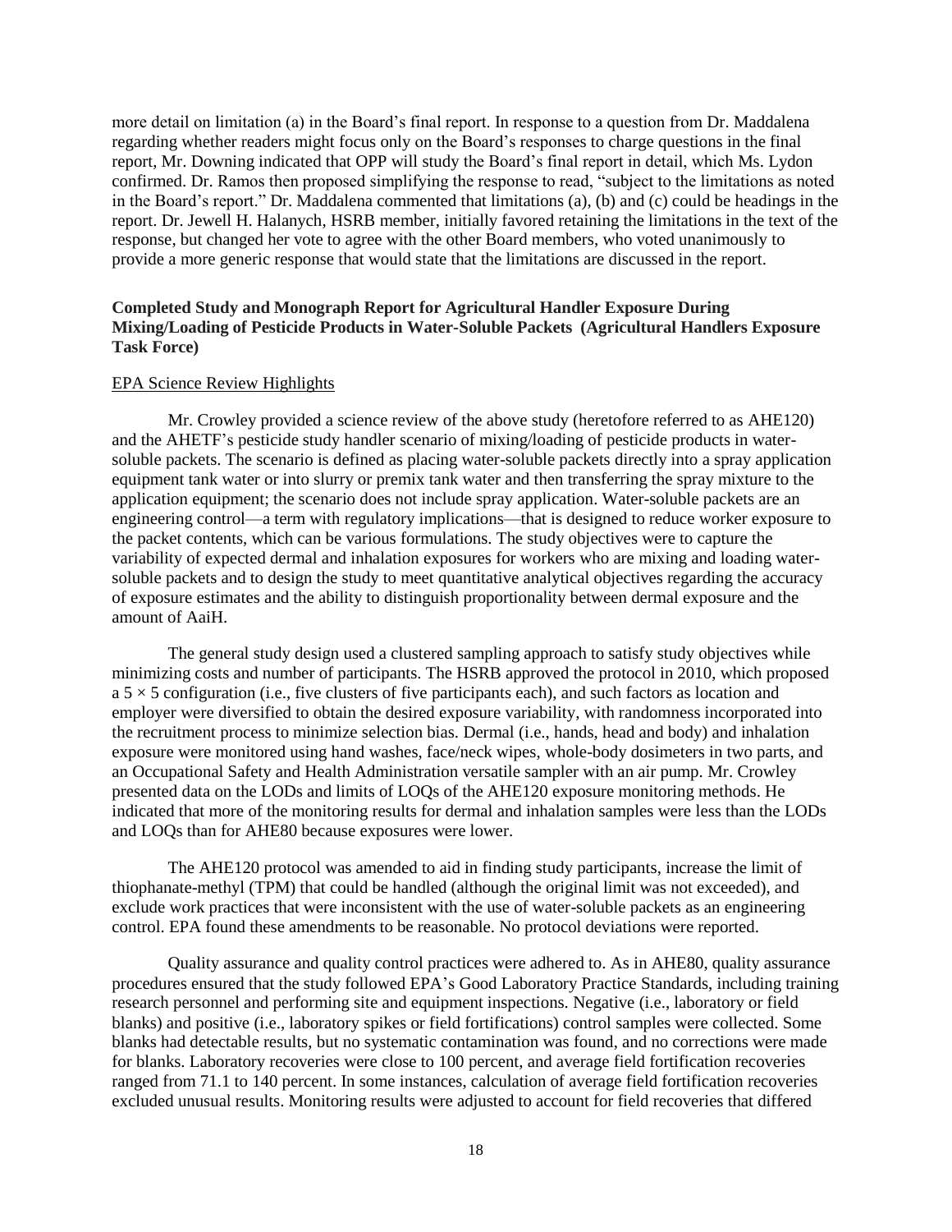more detail on limitation (a) in the Board's final report. In response to a question from Dr. Maddalena regarding whether readers might focus only on the Board's responses to charge questions in the final report, Mr. Downing indicated that OPP will study the Board's final report in detail, which Ms. Lydon confirmed. Dr. Ramos then proposed simplifying the response to read, "subject to the limitations as noted in the Board's report." Dr. Maddalena commented that limitations (a), (b) and (c) could be headings in the report. Dr. Jewell H. Halanych, HSRB member, initially favored retaining the limitations in the text of the response, but changed her vote to agree with the other Board members, who voted unanimously to provide a more generic response that would state that the limitations are discussed in the report.

**Completed Study and Monograph Report for Agricultural Handler Exposure During Mixing/Loading of Pesticide Products in Water-Soluble Packets (Agricultural Handlers Exposure Task Force)**

EPA Science Review Highlights

Mr. Crowley provided a science review of the above study (heretofore referred to as AHE120) and the AHETF's pesticide study handler scenario of mixing/loading of pesticide products in water-soluble packets. The scenario is defined as placing water-soluble packets directly into a spray application equipment tank water or into slurry or premix tank water and then transferring the spray mixture to the application equipment; the scenario does not include spray application. Water-soluble packets are an engineering control—a term with regulatory implications—that is designed to reduce worker exposure to the packet contents, which can be various formulations. The study objectives were to capture the variability of expected dermal and inhalation exposures for workers who are mixing and loading water-soluble packets and to design the study to meet quantitative analytical objectives regarding the accuracy of exposure estimates and the ability to distinguish proportionality between dermal exposure and the amount of AaiH.

The general study design used a clustered sampling approach to satisfy study objectives while minimizing costs and number of participants. The HSRB approved the protocol in 2010, which proposed a 5 × 5 configuration (i.e., five clusters of five participants each), and such factors as location and employer were diversified to obtain the desired exposure variability, with randomness incorporated into the recruitment process to minimize selection bias. Dermal (i.e., hands, head and body) and inhalation exposure were monitored using hand washes, face/neck wipes, whole-body dosimeters in two parts, and an Occupational Safety and Health Administration versatile sampler with an air pump. Mr. Crowley presented data on the LODs and limits of LOQs of the AHE120 exposure monitoring methods. He indicated that more of the monitoring results for dermal and inhalation samples were less than the LODs and LOQs than for AHE80 because exposures were lower.

The AHE120 protocol was amended to aid in finding study participants, increase the limit of thiophanate-methyl (TPM) that could be handled (although the original limit was not exceeded), and exclude work practices that were inconsistent with the use of water-soluble packets as an engineering control. EPA found these amendments to be reasonable. No protocol deviations were reported.

Quality assurance and quality control practices were adhered to. As in AHE80, quality assurance procedures ensured that the study followed EPA's Good Laboratory Practice Standards, including training research personnel and performing site and equipment inspections. Negative (i.e., laboratory or field blanks) and positive (i.e., laboratory spikes or field fortifications) control samples were collected. Some blanks had detectable results, but no systematic contamination was found, and no corrections were made for blanks. Laboratory recoveries were close to 100 percent, and average field fortification recoveries ranged from 71.1 to 140 percent. In some instances, calculation of average field fortification recoveries excluded unusual results. Monitoring results were adjusted to account for field recoveries that differed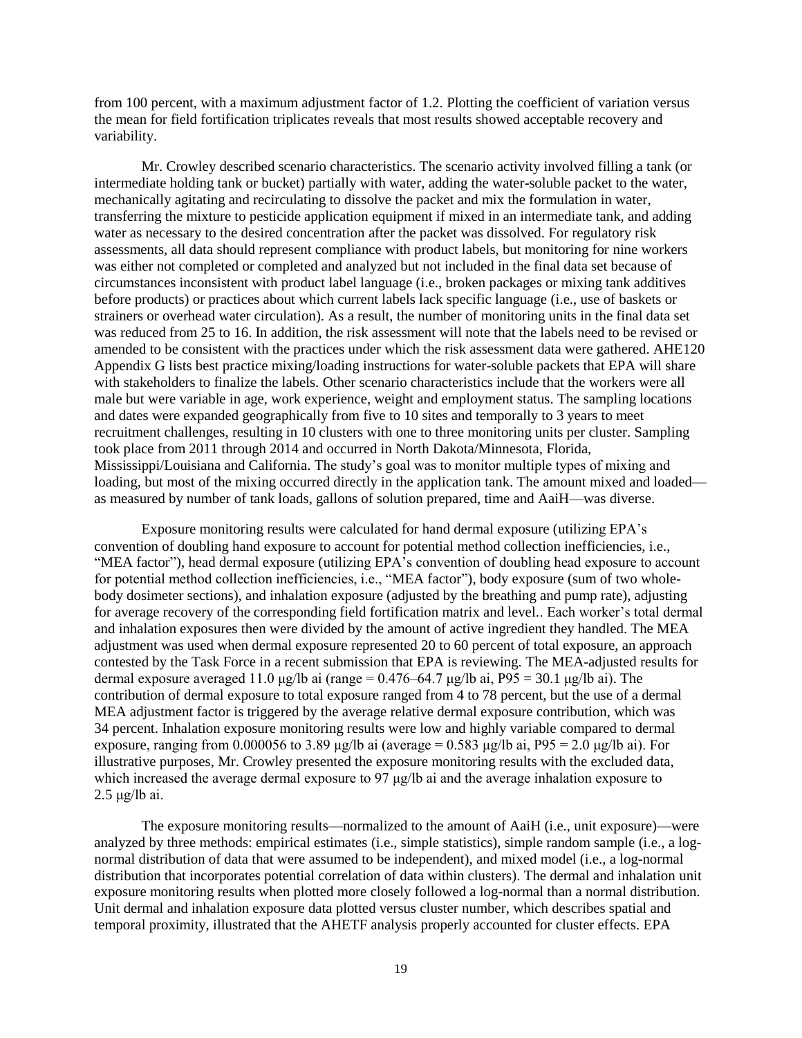from 100 percent, with a maximum adjustment factor of 1.2. Plotting the coefficient of variation versus the mean for field fortification triplicates reveals that most results showed acceptable recovery and variability.

Mr. Crowley described scenario characteristics. The scenario activity involved filling a tank (or intermediate holding tank or bucket) partially with water, adding the water-soluble packet to the water, mechanically agitating and recirculating to dissolve the packet and mix the formulation in water, transferring the mixture to pesticide application equipment if mixed in an intermediate tank, and adding water as necessary to the desired concentration after the packet was dissolved. For regulatory risk assessments, all data should represent compliance with product labels, but monitoring for nine workers was either not completed or completed and analyzed but not included in the final data set because of circumstances inconsistent with product label language (i.e., broken packages or mixing tank additives before products) or practices about which current labels lack specific language (i.e., use of baskets or strainers or overhead water circulation). As a result, the number of monitoring units in the final data set was reduced from 25 to 16. In addition, the risk assessment will note that the labels need to be revised or amended to be consistent with the practices under which the risk assessment data were gathered. AHE120 Appendix G lists best practice mixing/loading instructions for water-soluble packets that EPA will share with stakeholders to finalize the labels. Other scenario characteristics include that the workers were all male but were variable in age, work experience, weight and employment status. The sampling locations and dates were expanded geographically from five to 10 sites and temporally to 3 years to meet recruitment challenges, resulting in 10 clusters with one to three monitoring units per cluster. Sampling took place from 2011 through 2014 and occurred in North Dakota/Minnesota, Florida, Mississippi/Louisiana and California. The study's goal was to monitor multiple types of mixing and loading, but most of the mixing occurred directly in the application tank. The amount mixed and loaded—as measured by number of tank loads, gallons of solution prepared, time and AaiH—was diverse.

Exposure monitoring results were calculated for hand dermal exposure (utilizing EPA's convention of doubling hand exposure to account for potential method collection inefficiencies, i.e., "MEA factor"), head dermal exposure (utilizing EPA's convention of doubling head exposure to account for potential method collection inefficiencies, i.e., "MEA factor"), body exposure (sum of two whole-body dosimeter sections), and inhalation exposure (adjusted by the breathing and pump rate), adjusting for average recovery of the corresponding field fortification matrix and level.. Each worker's total dermal and inhalation exposures then were divided by the amount of active ingredient they handled. The MEA adjustment was used when dermal exposure represented 20 to 60 percent of total exposure, an approach contested by the Task Force in a recent submission that EPA is reviewing. The MEA-adjusted results for dermal exposure averaged 11.0 μg/lb ai (range = 0.476–64.7 μg/lb ai, P95 = 30.1 μg/lb ai). The contribution of dermal exposure to total exposure ranged from 4 to 78 percent, but the use of a dermal MEA adjustment factor is triggered by the average relative dermal exposure contribution, which was 34 percent. Inhalation exposure monitoring results were low and highly variable compared to dermal exposure, ranging from 0.000056 to 3.89 μg/lb ai (average = 0.583 μg/lb ai, P95 = 2.0 μg/lb ai). For illustrative purposes, Mr. Crowley presented the exposure monitoring results with the excluded data, which increased the average dermal exposure to 97 μg/lb ai and the average inhalation exposure to 2.5 μg/lb ai.

The exposure monitoring results—normalized to the amount of AaiH (i.e., unit exposure)—were analyzed by three methods: empirical estimates (i.e., simple statistics), simple random sample (i.e., a log-normal distribution of data that were assumed to be independent), and mixed model (i.e., a log-normal distribution that incorporates potential correlation of data within clusters). The dermal and inhalation unit exposure monitoring results when plotted more closely followed a log-normal than a normal distribution. Unit dermal and inhalation exposure data plotted versus cluster number, which describes spatial and temporal proximity, illustrated that the AHETF analysis properly accounted for cluster effects. EPA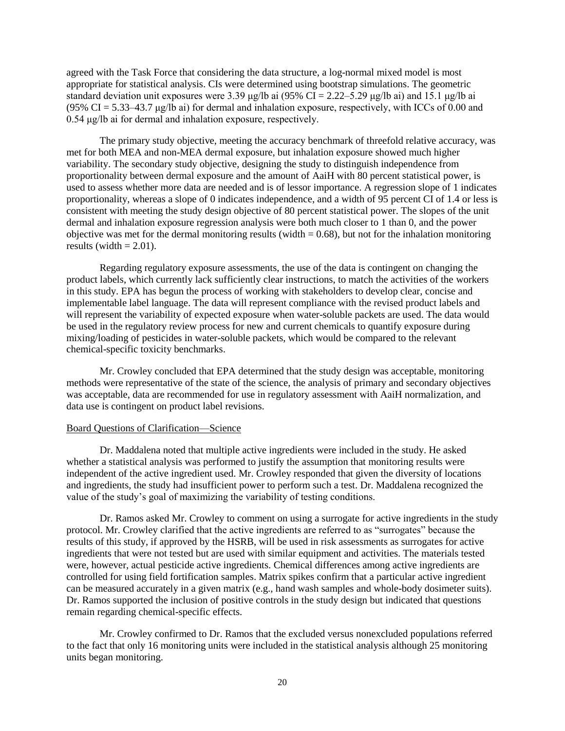agreed with the Task Force that considering the data structure, a log-normal mixed model is most appropriate for statistical analysis. CIs were determined using bootstrap simulations. The geometric standard deviation unit exposures were 3.39 μg/lb ai (95% CI = 2.22–5.29 μg/lb ai) and 15.1 μg/lb ai (95% CI = 5.33–43.7 μg/lb ai) for dermal and inhalation exposure, respectively, with ICCs of 0.00 and 0.54 μg/lb ai for dermal and inhalation exposure, respectively.

The primary study objective, meeting the accuracy benchmark of threefold relative accuracy, was met for both MEA and non-MEA dermal exposure, but inhalation exposure showed much higher variability. The secondary study objective, designing the study to distinguish independence from proportionality between dermal exposure and the amount of AaiH with 80 percent statistical power, is used to assess whether more data are needed and is of lessor importance. A regression slope of 1 indicates proportionality, whereas a slope of 0 indicates independence, and a width of 95 percent CI of 1.4 or less is consistent with meeting the study design objective of 80 percent statistical power. The slopes of the unit dermal and inhalation exposure regression analysis were both much closer to 1 than 0, and the power objective was met for the dermal monitoring results (width = 0.68), but not for the inhalation monitoring results (width = 2.01).

Regarding regulatory exposure assessments, the use of the data is contingent on changing the product labels, which currently lack sufficiently clear instructions, to match the activities of the workers in this study. EPA has begun the process of working with stakeholders to develop clear, concise and implementable label language. The data will represent compliance with the revised product labels and will represent the variability of expected exposure when water-soluble packets are used. The data would be used in the regulatory review process for new and current chemicals to quantify exposure during mixing/loading of pesticides in water-soluble packets, which would be compared to the relevant chemical-specific toxicity benchmarks.

Mr. Crowley concluded that EPA determined that the study design was acceptable, monitoring methods were representative of the state of the science, the analysis of primary and secondary objectives was acceptable, data are recommended for use in regulatory assessment with AaiH normalization, and data use is contingent on product label revisions.

Board Questions of Clarification—Science

Dr. Maddalena noted that multiple active ingredients were included in the study. He asked whether a statistical analysis was performed to justify the assumption that monitoring results were independent of the active ingredient used. Mr. Crowley responded that given the diversity of locations and ingredients, the study had insufficient power to perform such a test. Dr. Maddalena recognized the value of the study's goal of maximizing the variability of testing conditions.

Dr. Ramos asked Mr. Crowley to comment on using a surrogate for active ingredients in the study protocol. Mr. Crowley clarified that the active ingredients are referred to as "surrogates" because the results of this study, if approved by the HSRB, will be used in risk assessments as surrogates for active ingredients that were not tested but are used with similar equipment and activities. The materials tested were, however, actual pesticide active ingredients. Chemical differences among active ingredients are controlled for using field fortification samples. Matrix spikes confirm that a particular active ingredient can be measured accurately in a given matrix (e.g., hand wash samples and whole-body dosimeter suits). Dr. Ramos supported the inclusion of positive controls in the study design but indicated that questions remain regarding chemical-specific effects.

Mr. Crowley confirmed to Dr. Ramos that the excluded versus nonexcluded populations referred to the fact that only 16 monitoring units were included in the statistical analysis although 25 monitoring units began monitoring.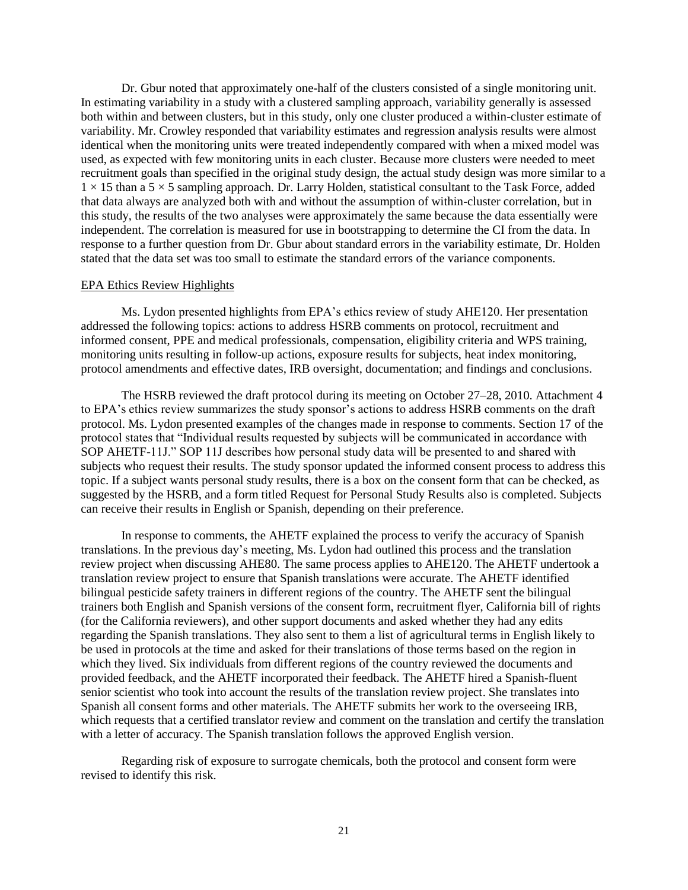Dr. Gbur noted that approximately one-half of the clusters consisted of a single monitoring unit. In estimating variability in a study with a clustered sampling approach, variability generally is assessed both within and between clusters, but in this study, only one cluster produced a within-cluster estimate of variability. Mr. Crowley responded that variability estimates and regression analysis results were almost identical when the monitoring units were treated independently compared with when a mixed model was used, as expected with few monitoring units in each cluster. Because more clusters were needed to meet recruitment goals than specified in the original study design, the actual study design was more similar to a $1 \times 15$ than a $5 \times 5$ sampling approach. Dr. Larry Holden, statistical consultant to the Task Force, added that data always are analyzed both with and without the assumption of within-cluster correlation, but in this study, the results of the two analyses were approximately the same because the data essentially were independent. The correlation is measured for use in bootstrapping to determine the CI from the data. In response to a further question from Dr. Gbur about standard errors in the variability estimate, Dr. Holden stated that the data set was too small to estimate the standard errors of the variance components.

## EPA Ethics Review Highlights

Ms. Lydon presented highlights from EPA's ethics review of study AHE120. Her presentation addressed the following topics: actions to address HSRB comments on protocol, recruitment and informed consent, PPE and medical professionals, compensation, eligibility criteria and WPS training, monitoring units resulting in follow-up actions, exposure results for subjects, heat index monitoring, protocol amendments and effective dates, IRB oversight, documentation; and findings and conclusions.

The HSRB reviewed the draft protocol during its meeting on October 27–28, 2010. Attachment 4 to EPA's ethics review summarizes the study sponsor's actions to address HSRB comments on the draft protocol. Ms. Lydon presented examples of the changes made in response to comments. Section 17 of the protocol states that "Individual results requested by subjects will be communicated in accordance with SOP AHETF-11J." SOP 11J describes how personal study data will be presented to and shared with subjects who request their results. The study sponsor updated the informed consent process to address this topic. If a subject wants personal study results, there is a box on the consent form that can be checked, as suggested by the HSRB, and a form titled Request for Personal Study Results also is completed. Subjects can receive their results in English or Spanish, depending on their preference.

In response to comments, the AHETF explained the process to verify the accuracy of Spanish translations. In the previous day's meeting, Ms. Lydon had outlined this process and the translation review project when discussing AHE80. The same process applies to AHE120. The AHETF undertook a translation review project to ensure that Spanish translations were accurate. The AHETF identified bilingual pesticide safety trainers in different regions of the country. The AHETF sent the bilingual trainers both English and Spanish versions of the consent form, recruitment flyer, California bill of rights (for the California reviewers), and other support documents and asked whether they had any edits regarding the Spanish translations. They also sent to them a list of agricultural terms in English likely to be used in protocols at the time and asked for their translations of those terms based on the region in which they lived. Six individuals from different regions of the country reviewed the documents and provided feedback, and the AHETF incorporated their feedback. The AHETF hired a Spanish-fluent senior scientist who took into account the results of the translation review project. She translates into Spanish all consent forms and other materials. The AHETF submits her work to the overseeing IRB, which requests that a certified translator review and comment on the translation and certify the translation with a letter of accuracy. The Spanish translation follows the approved English version.

Regarding risk of exposure to surrogate chemicals, both the protocol and consent form were revised to identify this risk.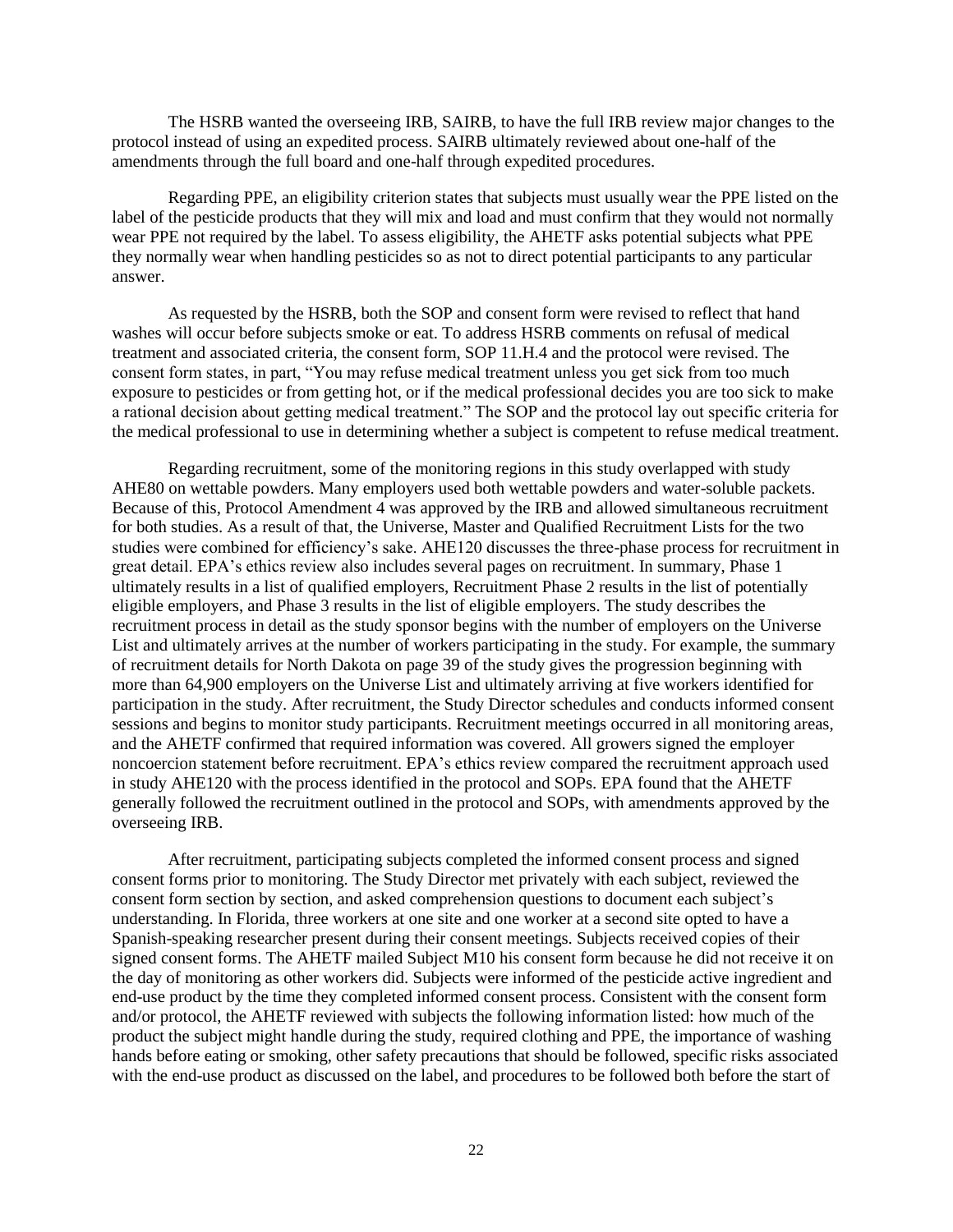The HSRB wanted the overseeing IRB, SAIRB, to have the full IRB review major changes to the protocol instead of using an expedited process. SAIRB ultimately reviewed about one-half of the amendments through the full board and one-half through expedited procedures.

Regarding PPE, an eligibility criterion states that subjects must usually wear the PPE listed on the label of the pesticide products that they will mix and load and must confirm that they would not normally wear PPE not required by the label. To assess eligibility, the AHETF asks potential subjects what PPE they normally wear when handling pesticides so as not to direct potential participants to any particular answer.

As requested by the HSRB, both the SOP and consent form were revised to reflect that hand washes will occur before subjects smoke or eat. To address HSRB comments on refusal of medical treatment and associated criteria, the consent form, SOP 11.H.4 and the protocol were revised. The consent form states, in part, "You may refuse medical treatment unless you get sick from too much exposure to pesticides or from getting hot, or if the medical professional decides you are too sick to make a rational decision about getting medical treatment." The SOP and the protocol lay out specific criteria for the medical professional to use in determining whether a subject is competent to refuse medical treatment.

Regarding recruitment, some of the monitoring regions in this study overlapped with study AHE80 on wettable powders. Many employers used both wettable powders and water-soluble packets. Because of this, Protocol Amendment 4 was approved by the IRB and allowed simultaneous recruitment for both studies. As a result of that, the Universe, Master and Qualified Recruitment Lists for the two studies were combined for efficiency's sake. AHE120 discusses the three-phase process for recruitment in great detail. EPA's ethics review also includes several pages on recruitment. In summary, Phase 1 ultimately results in a list of qualified employers, Recruitment Phase 2 results in the list of potentially eligible employers, and Phase 3 results in the list of eligible employers. The study describes the recruitment process in detail as the study sponsor begins with the number of employers on the Universe List and ultimately arrives at the number of workers participating in the study. For example, the summary of recruitment details for North Dakota on page 39 of the study gives the progression beginning with more than 64,900 employers on the Universe List and ultimately arriving at five workers identified for participation in the study. After recruitment, the Study Director schedules and conducts informed consent sessions and begins to monitor study participants. Recruitment meetings occurred in all monitoring areas, and the AHETF confirmed that required information was covered. All growers signed the employer noncoercion statement before recruitment. EPA's ethics review compared the recruitment approach used in study AHE120 with the process identified in the protocol and SOPs. EPA found that the AHETF generally followed the recruitment outlined in the protocol and SOPs, with amendments approved by the overseeing IRB.

After recruitment, participating subjects completed the informed consent process and signed consent forms prior to monitoring. The Study Director met privately with each subject, reviewed the consent form section by section, and asked comprehension questions to document each subject's understanding. In Florida, three workers at one site and one worker at a second site opted to have a Spanish-speaking researcher present during their consent meetings. Subjects received copies of their signed consent forms. The AHETF mailed Subject M10 his consent form because he did not receive it on the day of monitoring as other workers did. Subjects were informed of the pesticide active ingredient and end-use product by the time they completed informed consent process. Consistent with the consent form and/or protocol, the AHETF reviewed with subjects the following information listed: how much of the product the subject might handle during the study, required clothing and PPE, the importance of washing hands before eating or smoking, other safety precautions that should be followed, specific risks associated with the end-use product as discussed on the label, and procedures to be followed both before the start of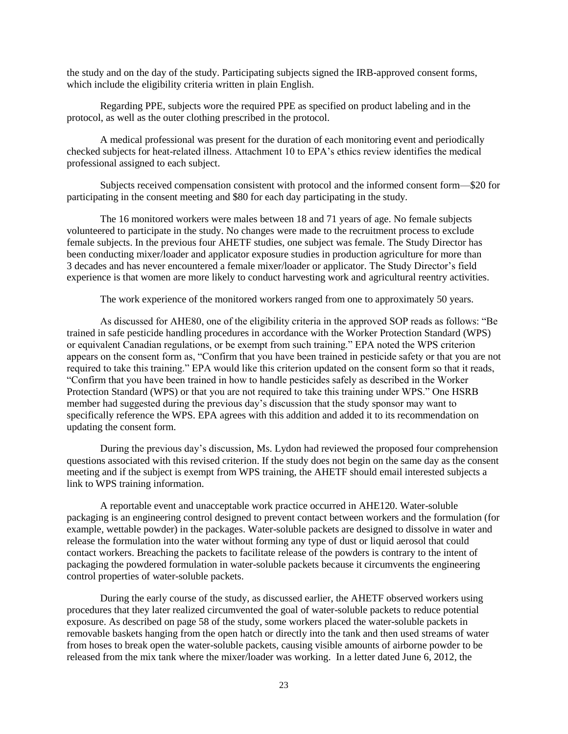the study and on the day of the study. Participating subjects signed the IRB-approved consent forms, which include the eligibility criteria written in plain English.

Regarding PPE, subjects wore the required PPE as specified on product labeling and in the protocol, as well as the outer clothing prescribed in the protocol.

A medical professional was present for the duration of each monitoring event and periodically checked subjects for heat-related illness. Attachment 10 to EPA's ethics review identifies the medical professional assigned to each subject.

Subjects received compensation consistent with protocol and the informed consent form—$20 for participating in the consent meeting and $80 for each day participating in the study.

The 16 monitored workers were males between 18 and 71 years of age. No female subjects volunteered to participate in the study. No changes were made to the recruitment process to exclude female subjects. In the previous four AHETF studies, one subject was female. The Study Director has been conducting mixer/loader and applicator exposure studies in production agriculture for more than 3 decades and has never encountered a female mixer/loader or applicator. The Study Director's field experience is that women are more likely to conduct harvesting work and agricultural reentry activities.

The work experience of the monitored workers ranged from one to approximately 50 years.

As discussed for AHE80, one of the eligibility criteria in the approved SOP reads as follows: "Be trained in safe pesticide handling procedures in accordance with the Worker Protection Standard (WPS) or equivalent Canadian regulations, or be exempt from such training." EPA noted the WPS criterion appears on the consent form as, "Confirm that you have been trained in pesticide safety or that you are not required to take this training." EPA would like this criterion updated on the consent form so that it reads, "Confirm that you have been trained in how to handle pesticides safely as described in the Worker Protection Standard (WPS) or that you are not required to take this training under WPS." One HSRB member had suggested during the previous day's discussion that the study sponsor may want to specifically reference the WPS. EPA agrees with this addition and added it to its recommendation on updating the consent form.

During the previous day's discussion, Ms. Lydon had reviewed the proposed four comprehension questions associated with this revised criterion. If the study does not begin on the same day as the consent meeting and if the subject is exempt from WPS training, the AHETF should email interested subjects a link to WPS training information.

A reportable event and unacceptable work practice occurred in AHE120. Water-soluble packaging is an engineering control designed to prevent contact between workers and the formulation (for example, wettable powder) in the packages. Water-soluble packets are designed to dissolve in water and release the formulation into the water without forming any type of dust or liquid aerosol that could contact workers. Breaching the packets to facilitate release of the powders is contrary to the intent of packaging the powdered formulation in water-soluble packets because it circumvents the engineering control properties of water-soluble packets.

During the early course of the study, as discussed earlier, the AHETF observed workers using procedures that they later realized circumvented the goal of water-soluble packets to reduce potential exposure. As described on page 58 of the study, some workers placed the water-soluble packets in removable baskets hanging from the open hatch or directly into the tank and then used streams of water from hoses to break open the water-soluble packets, causing visible amounts of airborne powder to be released from the mix tank where the mixer/loader was working. In a letter dated June 6, 2012, the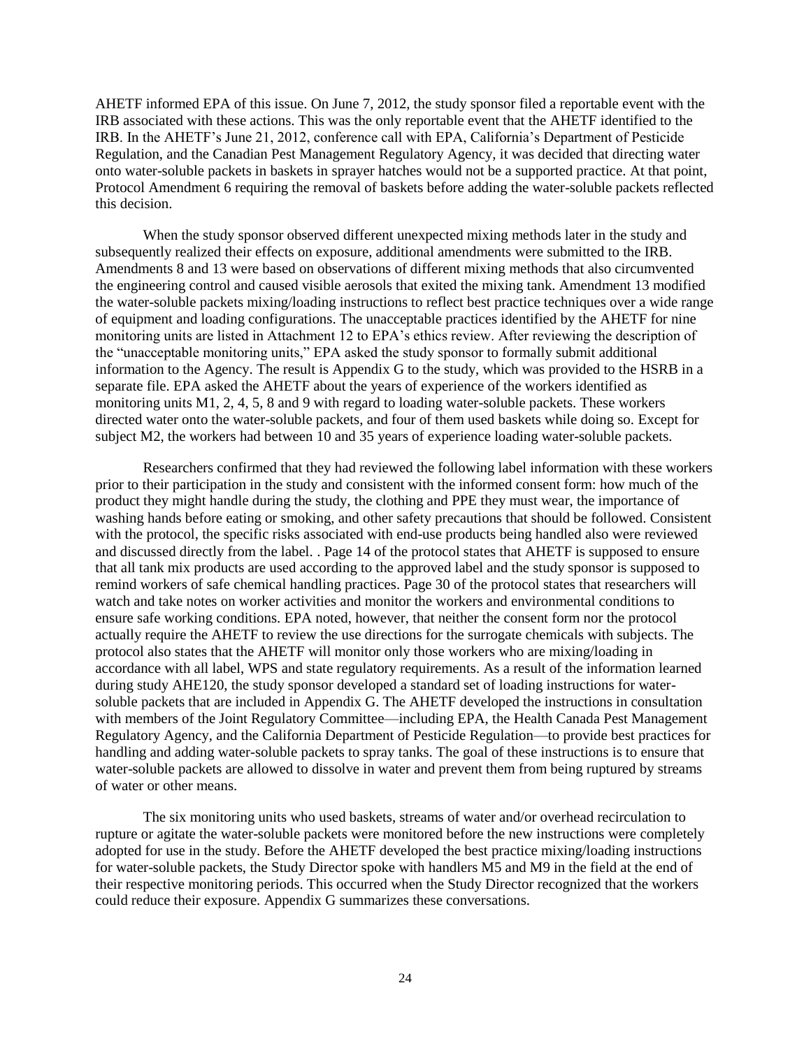AHETF informed EPA of this issue. On June 7, 2012, the study sponsor filed a reportable event with the IRB associated with these actions. This was the only reportable event that the AHETF identified to the IRB. In the AHETF's June 21, 2012, conference call with EPA, California's Department of Pesticide Regulation, and the Canadian Pest Management Regulatory Agency, it was decided that directing water onto water-soluble packets in baskets in sprayer hatches would not be a supported practice. At that point, Protocol Amendment 6 requiring the removal of baskets before adding the water-soluble packets reflected this decision.

When the study sponsor observed different unexpected mixing methods later in the study and subsequently realized their effects on exposure, additional amendments were submitted to the IRB. Amendments 8 and 13 were based on observations of different mixing methods that also circumvented the engineering control and caused visible aerosols that exited the mixing tank. Amendment 13 modified the water-soluble packets mixing/loading instructions to reflect best practice techniques over a wide range of equipment and loading configurations. The unacceptable practices identified by the AHETF for nine monitoring units are listed in Attachment 12 to EPA's ethics review. After reviewing the description of the "unacceptable monitoring units," EPA asked the study sponsor to formally submit additional information to the Agency. The result is Appendix G to the study, which was provided to the HSRB in a separate file. EPA asked the AHETF about the years of experience of the workers identified as monitoring units M1, 2, 4, 5, 8 and 9 with regard to loading water-soluble packets. These workers directed water onto the water-soluble packets, and four of them used baskets while doing so. Except for subject M2, the workers had between 10 and 35 years of experience loading water-soluble packets.

Researchers confirmed that they had reviewed the following label information with these workers prior to their participation in the study and consistent with the informed consent form: how much of the product they might handle during the study, the clothing and PPE they must wear, the importance of washing hands before eating or smoking, and other safety precautions that should be followed. Consistent with the protocol, the specific risks associated with end-use products being handled also were reviewed and discussed directly from the label. . Page 14 of the protocol states that AHETF is supposed to ensure that all tank mix products are used according to the approved label and the study sponsor is supposed to remind workers of safe chemical handling practices. Page 30 of the protocol states that researchers will watch and take notes on worker activities and monitor the workers and environmental conditions to ensure safe working conditions. EPA noted, however, that neither the consent form nor the protocol actually require the AHETF to review the use directions for the surrogate chemicals with subjects. The protocol also states that the AHETF will monitor only those workers who are mixing/loading in accordance with all label, WPS and state regulatory requirements. As a result of the information learned during study AHE120, the study sponsor developed a standard set of loading instructions for water-soluble packets that are included in Appendix G. The AHETF developed the instructions in consultation with members of the Joint Regulatory Committee—including EPA, the Health Canada Pest Management Regulatory Agency, and the California Department of Pesticide Regulation—to provide best practices for handling and adding water-soluble packets to spray tanks. The goal of these instructions is to ensure that water-soluble packets are allowed to dissolve in water and prevent them from being ruptured by streams of water or other means.

The six monitoring units who used baskets, streams of water and/or overhead recirculation to rupture or agitate the water-soluble packets were monitored before the new instructions were completely adopted for use in the study. Before the AHETF developed the best practice mixing/loading instructions for water-soluble packets, the Study Director spoke with handlers M5 and M9 in the field at the end of their respective monitoring periods. This occurred when the Study Director recognized that the workers could reduce their exposure. Appendix G summarizes these conversations.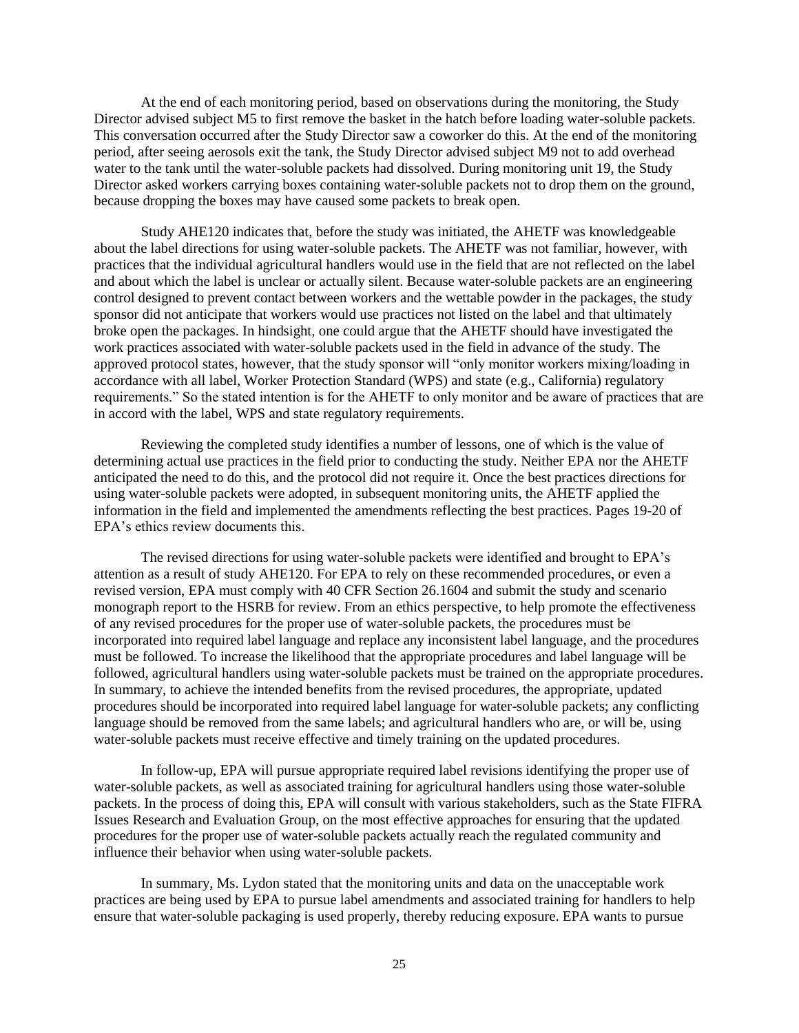At the end of each monitoring period, based on observations during the monitoring, the Study Director advised subject M5 to first remove the basket in the hatch before loading water-soluble packets. This conversation occurred after the Study Director saw a coworker do this. At the end of the monitoring period, after seeing aerosols exit the tank, the Study Director advised subject M9 not to add overhead water to the tank until the water-soluble packets had dissolved. During monitoring unit 19, the Study Director asked workers carrying boxes containing water-soluble packets not to drop them on the ground, because dropping the boxes may have caused some packets to break open.

Study AHE120 indicates that, before the study was initiated, the AHETF was knowledgeable about the label directions for using water-soluble packets. The AHETF was not familiar, however, with practices that the individual agricultural handlers would use in the field that are not reflected on the label and about which the label is unclear or actually silent. Because water-soluble packets are an engineering control designed to prevent contact between workers and the wettable powder in the packages, the study sponsor did not anticipate that workers would use practices not listed on the label and that ultimately broke open the packages. In hindsight, one could argue that the AHETF should have investigated the work practices associated with water-soluble packets used in the field in advance of the study. The approved protocol states, however, that the study sponsor will "only monitor workers mixing/loading in accordance with all label, Worker Protection Standard (WPS) and state (e.g., California) regulatory requirements." So the stated intention is for the AHETF to only monitor and be aware of practices that are in accord with the label, WPS and state regulatory requirements.

Reviewing the completed study identifies a number of lessons, one of which is the value of determining actual use practices in the field prior to conducting the study. Neither EPA nor the AHETF anticipated the need to do this, and the protocol did not require it. Once the best practices directions for using water-soluble packets were adopted, in subsequent monitoring units, the AHETF applied the information in the field and implemented the amendments reflecting the best practices. Pages 19-20 of EPA's ethics review documents this.

The revised directions for using water-soluble packets were identified and brought to EPA's attention as a result of study AHE120. For EPA to rely on these recommended procedures, or even a revised version, EPA must comply with 40 CFR Section 26.1604 and submit the study and scenario monograph report to the HSRB for review. From an ethics perspective, to help promote the effectiveness of any revised procedures for the proper use of water-soluble packets, the procedures must be incorporated into required label language and replace any inconsistent label language, and the procedures must be followed. To increase the likelihood that the appropriate procedures and label language will be followed, agricultural handlers using water-soluble packets must be trained on the appropriate procedures. In summary, to achieve the intended benefits from the revised procedures, the appropriate, updated procedures should be incorporated into required label language for water-soluble packets; any conflicting language should be removed from the same labels; and agricultural handlers who are, or will be, using water-soluble packets must receive effective and timely training on the updated procedures.

In follow-up, EPA will pursue appropriate required label revisions identifying the proper use of water-soluble packets, as well as associated training for agricultural handlers using those water-soluble packets. In the process of doing this, EPA will consult with various stakeholders, such as the State FIFRA Issues Research and Evaluation Group, on the most effective approaches for ensuring that the updated procedures for the proper use of water-soluble packets actually reach the regulated community and influence their behavior when using water-soluble packets.

In summary, Ms. Lydon stated that the monitoring units and data on the unacceptable work practices are being used by EPA to pursue label amendments and associated training for handlers to help ensure that water-soluble packaging is used properly, thereby reducing exposure. EPA wants to pursue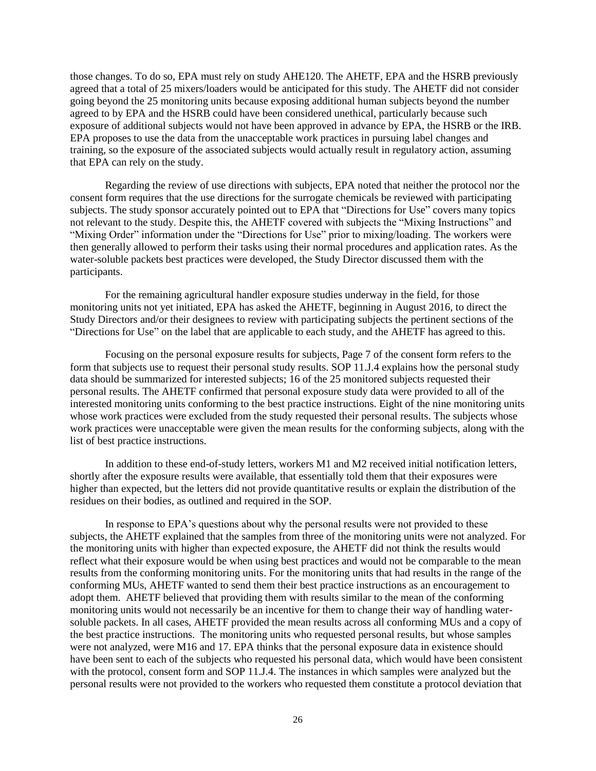those changes. To do so, EPA must rely on study AHE120. The AHETF, EPA and the HSRB previously agreed that a total of 25 mixers/loaders would be anticipated for this study. The AHETF did not consider going beyond the 25 monitoring units because exposing additional human subjects beyond the number agreed to by EPA and the HSRB could have been considered unethical, particularly because such exposure of additional subjects would not have been approved in advance by EPA, the HSRB or the IRB. EPA proposes to use the data from the unacceptable work practices in pursuing label changes and training, so the exposure of the associated subjects would actually result in regulatory action, assuming that EPA can rely on the study.

Regarding the review of use directions with subjects, EPA noted that neither the protocol nor the consent form requires that the use directions for the surrogate chemicals be reviewed with participating subjects. The study sponsor accurately pointed out to EPA that "Directions for Use" covers many topics not relevant to the study. Despite this, the AHETF covered with subjects the "Mixing Instructions" and "Mixing Order" information under the "Directions for Use" prior to mixing/loading. The workers were then generally allowed to perform their tasks using their normal procedures and application rates. As the water-soluble packets best practices were developed, the Study Director discussed them with the participants.

For the remaining agricultural handler exposure studies underway in the field, for those monitoring units not yet initiated, EPA has asked the AHETF, beginning in August 2016, to direct the Study Directors and/or their designees to review with participating subjects the pertinent sections of the "Directions for Use" on the label that are applicable to each study, and the AHETF has agreed to this.

Focusing on the personal exposure results for subjects, Page 7 of the consent form refers to the form that subjects use to request their personal study results. SOP 11.J.4 explains how the personal study data should be summarized for interested subjects; 16 of the 25 monitored subjects requested their personal results. The AHETF confirmed that personal exposure study data were provided to all of the interested monitoring units conforming to the best practice instructions. Eight of the nine monitoring units whose work practices were excluded from the study requested their personal results. The subjects whose work practices were unacceptable were given the mean results for the conforming subjects, along with the list of best practice instructions.

In addition to these end-of-study letters, workers M1 and M2 received initial notification letters, shortly after the exposure results were available, that essentially told them that their exposures were higher than expected, but the letters did not provide quantitative results or explain the distribution of the residues on their bodies, as outlined and required in the SOP.

In response to EPA's questions about why the personal results were not provided to these subjects, the AHETF explained that the samples from three of the monitoring units were not analyzed. For the monitoring units with higher than expected exposure, the AHETF did not think the results would reflect what their exposure would be when using best practices and would not be comparable to the mean results from the conforming monitoring units. For the monitoring units that had results in the range of the conforming MUs, AHETF wanted to send them their best practice instructions as an encouragement to adopt them. AHETF believed that providing them with results similar to the mean of the conforming monitoring units would not necessarily be an incentive for them to change their way of handling water-soluble packets. In all cases, AHETF provided the mean results across all conforming MUs and a copy of the best practice instructions. The monitoring units who requested personal results, but whose samples were not analyzed, were M16 and 17. EPA thinks that the personal exposure data in existence should have been sent to each of the subjects who requested his personal data, which would have been consistent with the protocol, consent form and SOP 11.J.4. The instances in which samples were analyzed but the personal results were not provided to the workers who requested them constitute a protocol deviation that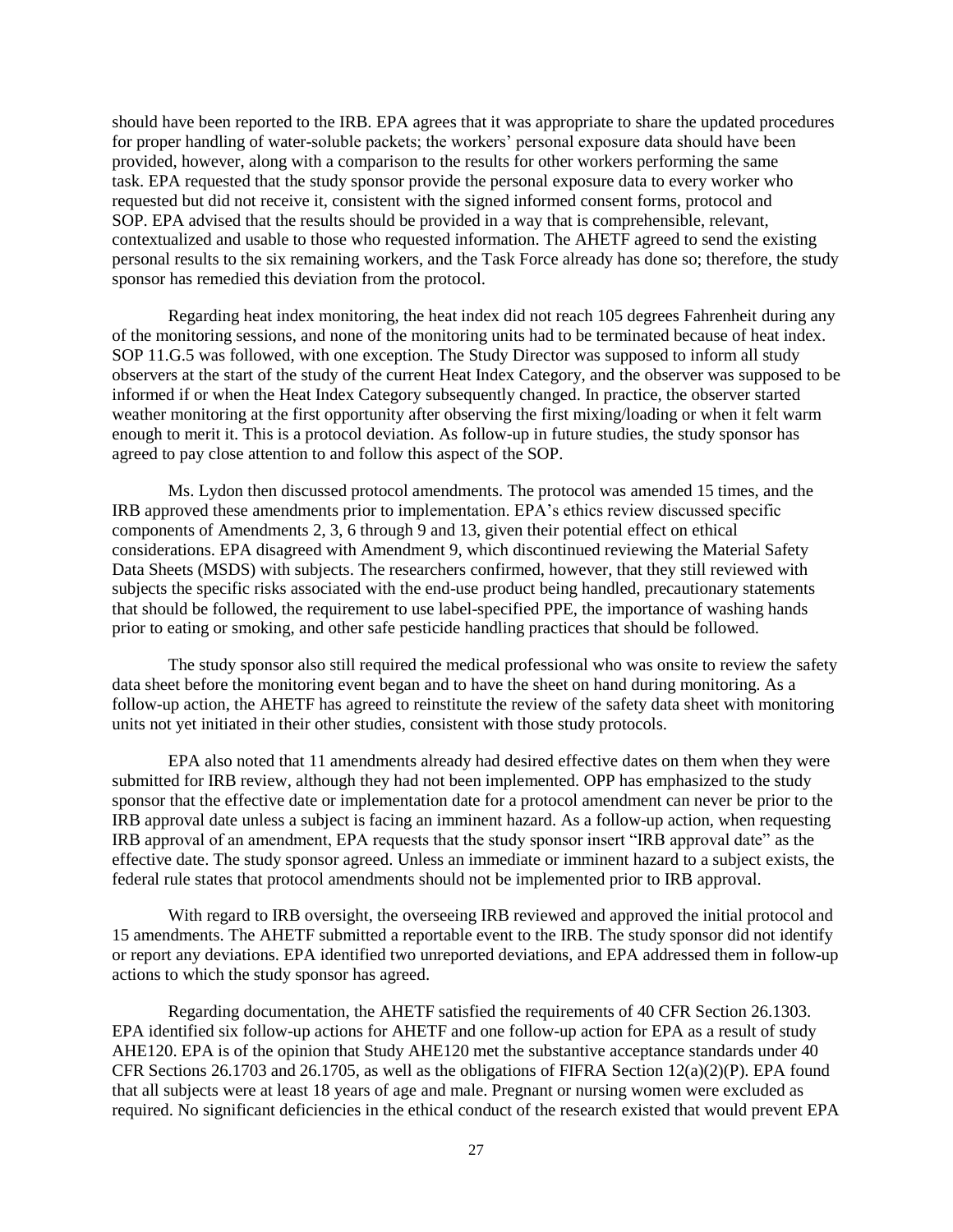should have been reported to the IRB. EPA agrees that it was appropriate to share the updated procedures for proper handling of water-soluble packets; the workers' personal exposure data should have been provided, however, along with a comparison to the results for other workers performing the same task. EPA requested that the study sponsor provide the personal exposure data to every worker who requested but did not receive it, consistent with the signed informed consent forms, protocol and SOP. EPA advised that the results should be provided in a way that is comprehensible, relevant, contextualized and usable to those who requested information. The AHETF agreed to send the existing personal results to the six remaining workers, and the Task Force already has done so; therefore, the study sponsor has remedied this deviation from the protocol.

Regarding heat index monitoring, the heat index did not reach 105 degrees Fahrenheit during any of the monitoring sessions, and none of the monitoring units had to be terminated because of heat index. SOP 11.G.5 was followed, with one exception. The Study Director was supposed to inform all study observers at the start of the study of the current Heat Index Category, and the observer was supposed to be informed if or when the Heat Index Category subsequently changed. In practice, the observer started weather monitoring at the first opportunity after observing the first mixing/loading or when it felt warm enough to merit it. This is a protocol deviation. As follow-up in future studies, the study sponsor has agreed to pay close attention to and follow this aspect of the SOP.

Ms. Lydon then discussed protocol amendments. The protocol was amended 15 times, and the IRB approved these amendments prior to implementation. EPA's ethics review discussed specific components of Amendments 2, 3, 6 through 9 and 13, given their potential effect on ethical considerations. EPA disagreed with Amendment 9, which discontinued reviewing the Material Safety Data Sheets (MSDS) with subjects. The researchers confirmed, however, that they still reviewed with subjects the specific risks associated with the end-use product being handled, precautionary statements that should be followed, the requirement to use label-specified PPE, the importance of washing hands prior to eating or smoking, and other safe pesticide handling practices that should be followed.

The study sponsor also still required the medical professional who was onsite to review the safety data sheet before the monitoring event began and to have the sheet on hand during monitoring. As a follow-up action, the AHETF has agreed to reinstitute the review of the safety data sheet with monitoring units not yet initiated in their other studies, consistent with those study protocols.

EPA also noted that 11 amendments already had desired effective dates on them when they were submitted for IRB review, although they had not been implemented. OPP has emphasized to the study sponsor that the effective date or implementation date for a protocol amendment can never be prior to the IRB approval date unless a subject is facing an imminent hazard. As a follow-up action, when requesting IRB approval of an amendment, EPA requests that the study sponsor insert "IRB approval date" as the effective date. The study sponsor agreed. Unless an immediate or imminent hazard to a subject exists, the federal rule states that protocol amendments should not be implemented prior to IRB approval.

With regard to IRB oversight, the overseeing IRB reviewed and approved the initial protocol and 15 amendments. The AHETF submitted a reportable event to the IRB. The study sponsor did not identify or report any deviations. EPA identified two unreported deviations, and EPA addressed them in follow-up actions to which the study sponsor has agreed.

Regarding documentation, the AHETF satisfied the requirements of 40 CFR Section 26.1303. EPA identified six follow-up actions for AHETF and one follow-up action for EPA as a result of study AHE120. EPA is of the opinion that Study AHE120 met the substantive acceptance standards under 40 CFR Sections 26.1703 and 26.1705, as well as the obligations of FIFRA Section 12(a)(2)(P). EPA found that all subjects were at least 18 years of age and male. Pregnant or nursing women were excluded as required. No significant deficiencies in the ethical conduct of the research existed that would prevent EPA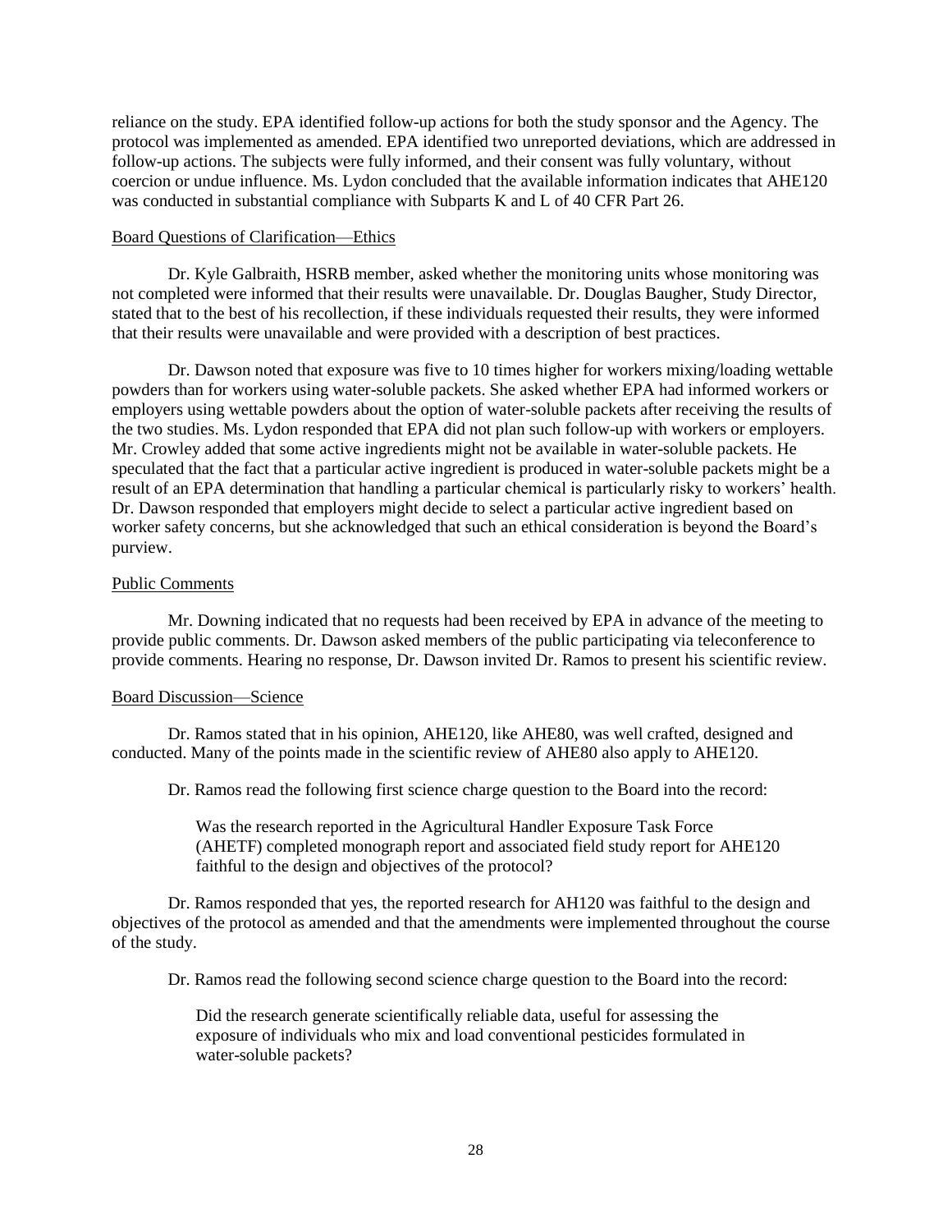reliance on the study. EPA identified follow-up actions for both the study sponsor and the Agency. The protocol was implemented as amended. EPA identified two unreported deviations, which are addressed in follow-up actions. The subjects were fully informed, and their consent was fully voluntary, without coercion or undue influence. Ms. Lydon concluded that the available information indicates that AHE120 was conducted in substantial compliance with Subparts K and L of 40 CFR Part 26.

<u>Board Questions of Clarification—Ethics</u>

Dr. Kyle Galbraith, HSRB member, asked whether the monitoring units whose monitoring was not completed were informed that their results were unavailable. Dr. Douglas Baugher, Study Director, stated that to the best of his recollection, if these individuals requested their results, they were informed that their results were unavailable and were provided with a description of best practices.

Dr. Dawson noted that exposure was five to 10 times higher for workers mixing/loading wettable powders than for workers using water-soluble packets. She asked whether EPA had informed workers or employers using wettable powders about the option of water-soluble packets after receiving the results of the two studies. Ms. Lydon responded that EPA did not plan such follow-up with workers or employers. Mr. Crowley added that some active ingredients might not be available in water-soluble packets. He speculated that the fact that a particular active ingredient is produced in water-soluble packets might be a result of an EPA determination that handling a particular chemical is particularly risky to workers' health. Dr. Dawson responded that employers might decide to select a particular active ingredient based on worker safety concerns, but she acknowledged that such an ethical consideration is beyond the Board's purview.

<u>Public Comments</u>

Mr. Downing indicated that no requests had been received by EPA in advance of the meeting to provide public comments. Dr. Dawson asked members of the public participating via teleconference to provide comments. Hearing no response, Dr. Dawson invited Dr. Ramos to present his scientific review.

<u>Board Discussion—Science</u>

Dr. Ramos stated that in his opinion, AHE120, like AHE80, was well crafted, designed and conducted. Many of the points made in the scientific review of AHE80 also apply to AHE120.

Dr. Ramos read the following first science charge question to the Board into the record:

> Was the research reported in the Agricultural Handler Exposure Task Force (AHETF) completed monograph report and associated field study report for AHE120 faithful to the design and objectives of the protocol?

Dr. Ramos responded that yes, the reported research for AH120 was faithful to the design and objectives of the protocol as amended and that the amendments were implemented throughout the course of the study.

Dr. Ramos read the following second science charge question to the Board into the record:

> Did the research generate scientifically reliable data, useful for assessing the exposure of individuals who mix and load conventional pesticides formulated in water-soluble packets?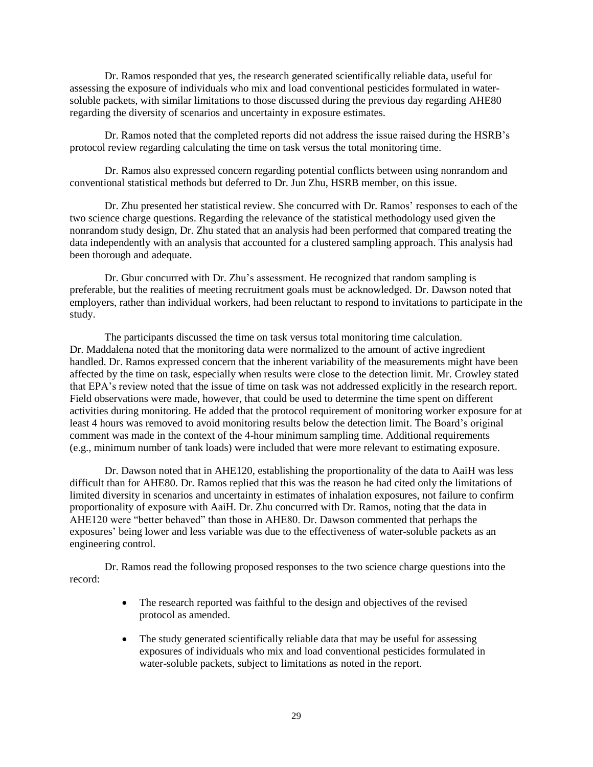Dr. Ramos responded that yes, the research generated scientifically reliable data, useful for assessing the exposure of individuals who mix and load conventional pesticides formulated in water-soluble packets, with similar limitations to those discussed during the previous day regarding AHE80 regarding the diversity of scenarios and uncertainty in exposure estimates.

Dr. Ramos noted that the completed reports did not address the issue raised during the HSRB's protocol review regarding calculating the time on task versus the total monitoring time.

Dr. Ramos also expressed concern regarding potential conflicts between using nonrandom and conventional statistical methods but deferred to Dr. Jun Zhu, HSRB member, on this issue.

Dr. Zhu presented her statistical review. She concurred with Dr. Ramos' responses to each of the two science charge questions. Regarding the relevance of the statistical methodology used given the nonrandom study design, Dr. Zhu stated that an analysis had been performed that compared treating the data independently with an analysis that accounted for a clustered sampling approach. This analysis had been thorough and adequate.

Dr. Gbur concurred with Dr. Zhu's assessment. He recognized that random sampling is preferable, but the realities of meeting recruitment goals must be acknowledged. Dr. Dawson noted that employers, rather than individual workers, had been reluctant to respond to invitations to participate in the study.

The participants discussed the time on task versus total monitoring time calculation. Dr. Maddalena noted that the monitoring data were normalized to the amount of active ingredient handled. Dr. Ramos expressed concern that the inherent variability of the measurements might have been affected by the time on task, especially when results were close to the detection limit. Mr. Crowley stated that EPA's review noted that the issue of time on task was not addressed explicitly in the research report. Field observations were made, however, that could be used to determine the time spent on different activities during monitoring. He added that the protocol requirement of monitoring worker exposure for at least 4 hours was removed to avoid monitoring results below the detection limit. The Board's original comment was made in the context of the 4-hour minimum sampling time. Additional requirements (e.g., minimum number of tank loads) were included that were more relevant to estimating exposure.

Dr. Dawson noted that in AHE120, establishing the proportionality of the data to AaiH was less difficult than for AHE80. Dr. Ramos replied that this was the reason he had cited only the limitations of limited diversity in scenarios and uncertainty in estimates of inhalation exposures, not failure to confirm proportionality of exposure with AaiH. Dr. Zhu concurred with Dr. Ramos, noting that the data in AHE120 were "better behaved" than those in AHE80. Dr. Dawson commented that perhaps the exposures' being lower and less variable was due to the effectiveness of water-soluble packets as an engineering control.

Dr. Ramos read the following proposed responses to the two science charge questions into the record:

- The research reported was faithful to the design and objectives of the revised protocol as amended.
- The study generated scientifically reliable data that may be useful for assessing exposures of individuals who mix and load conventional pesticides formulated in water-soluble packets, subject to limitations as noted in the report.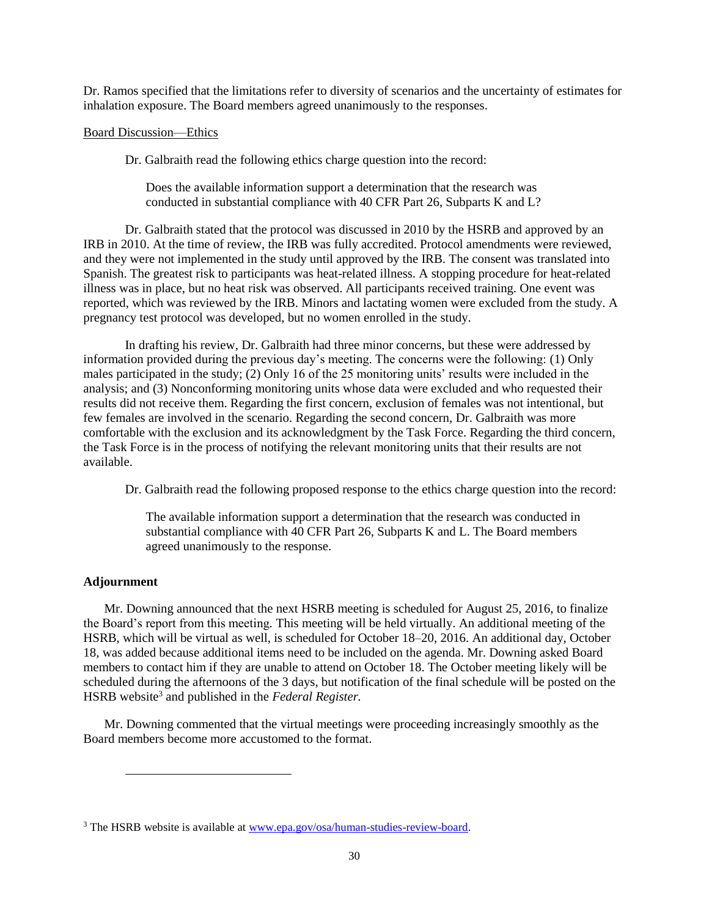Dr. Ramos specified that the limitations refer to diversity of scenarios and the uncertainty of estimates for inhalation exposure. The Board members agreed unanimously to the responses.

Board Discussion—Ethics

Dr. Galbraith read the following ethics charge question into the record:

> Does the available information support a determination that the research was conducted in substantial compliance with 40 CFR Part 26, Subparts K and L?

Dr. Galbraith stated that the protocol was discussed in 2010 by the HSRB and approved by an IRB in 2010. At the time of review, the IRB was fully accredited. Protocol amendments were reviewed, and they were not implemented in the study until approved by the IRB. The consent was translated into Spanish. The greatest risk to participants was heat-related illness. A stopping procedure for heat-related illness was in place, but no heat risk was observed. All participants received training. One event was reported, which was reviewed by the IRB. Minors and lactating women were excluded from the study. A pregnancy test protocol was developed, but no women enrolled in the study.

In drafting his review, Dr. Galbraith had three minor concerns, but these were addressed by information provided during the previous day's meeting. The concerns were the following: (1) Only males participated in the study; (2) Only 16 of the 25 monitoring units' results were included in the analysis; and (3) Nonconforming monitoring units whose data were excluded and who requested their results did not receive them. Regarding the first concern, exclusion of females was not intentional, but few females are involved in the scenario. Regarding the second concern, Dr. Galbraith was more comfortable with the exclusion and its acknowledgment by the Task Force. Regarding the third concern, the Task Force is in the process of notifying the relevant monitoring units that their results are not available.

Dr. Galbraith read the following proposed response to the ethics charge question into the record:

> The available information support a determination that the research was conducted in substantial compliance with 40 CFR Part 26, Subparts K and L. The Board members agreed unanimously to the response.

**Adjournment**

Mr. Downing announced that the next HSRB meeting is scheduled for August 25, 2016, to finalize the Board's report from this meeting. This meeting will be held virtually. An additional meeting of the HSRB, which will be virtual as well, is scheduled for October 18–20, 2016. An additional day, October 18, was added because additional items need to be included on the agenda. Mr. Downing asked Board members to contact him if they are unable to attend on October 18. The October meeting likely will be scheduled during the afternoons of the 3 days, but notification of the final schedule will be posted on the HSRB website[3] and published in the *Federal Register.*

Mr. Downing commented that the virtual meetings were proceeding increasingly smoothly as the Board members become more accustomed to the format.

---

[3] The HSRB website is available at www.epa.gov/osa/human-studies-review-board.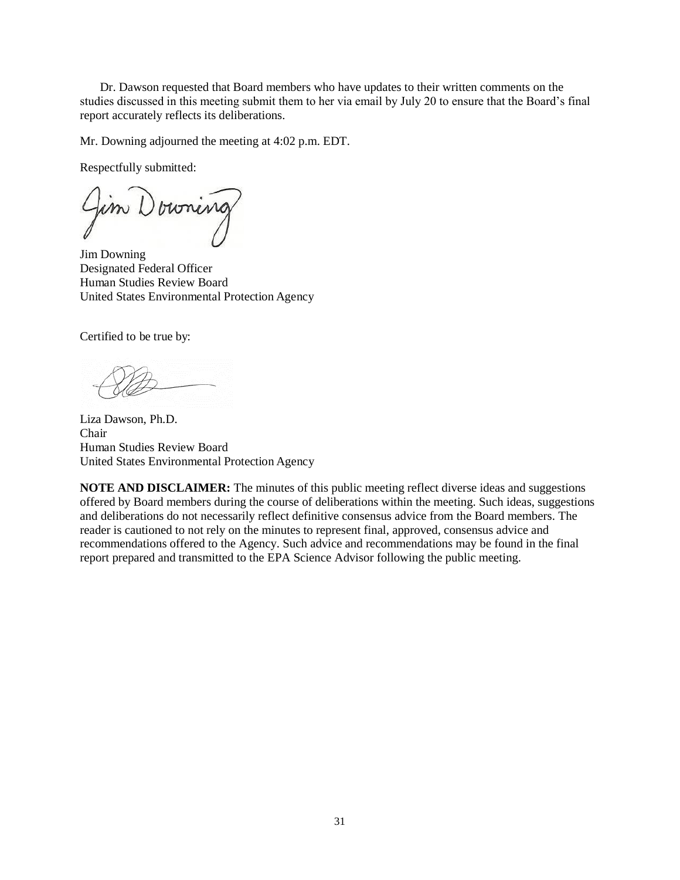Dr. Dawson requested that Board members who have updates to their written comments on the studies discussed in this meeting submit them to her via email by July 20 to ensure that the Board's final report accurately reflects its deliberations.

Mr. Downing adjourned the meeting at 4:02 p.m. EDT.

Respectfully submitted:

Jim Downing
Designated Federal Officer
Human Studies Review Board
United States Environmental Protection Agency

Certified to be true by:

Liza Dawson, Ph.D.
Chair
Human Studies Review Board
United States Environmental Protection Agency

**NOTE AND DISCLAIMER:** The minutes of this public meeting reflect diverse ideas and suggestions offered by Board members during the course of deliberations within the meeting. Such ideas, suggestions and deliberations do not necessarily reflect definitive consensus advice from the Board members. The reader is cautioned to not rely on the minutes to represent final, approved, consensus advice and recommendations offered to the Agency. Such advice and recommendations may be found in the final report prepared and transmitted to the EPA Science Advisor following the public meeting.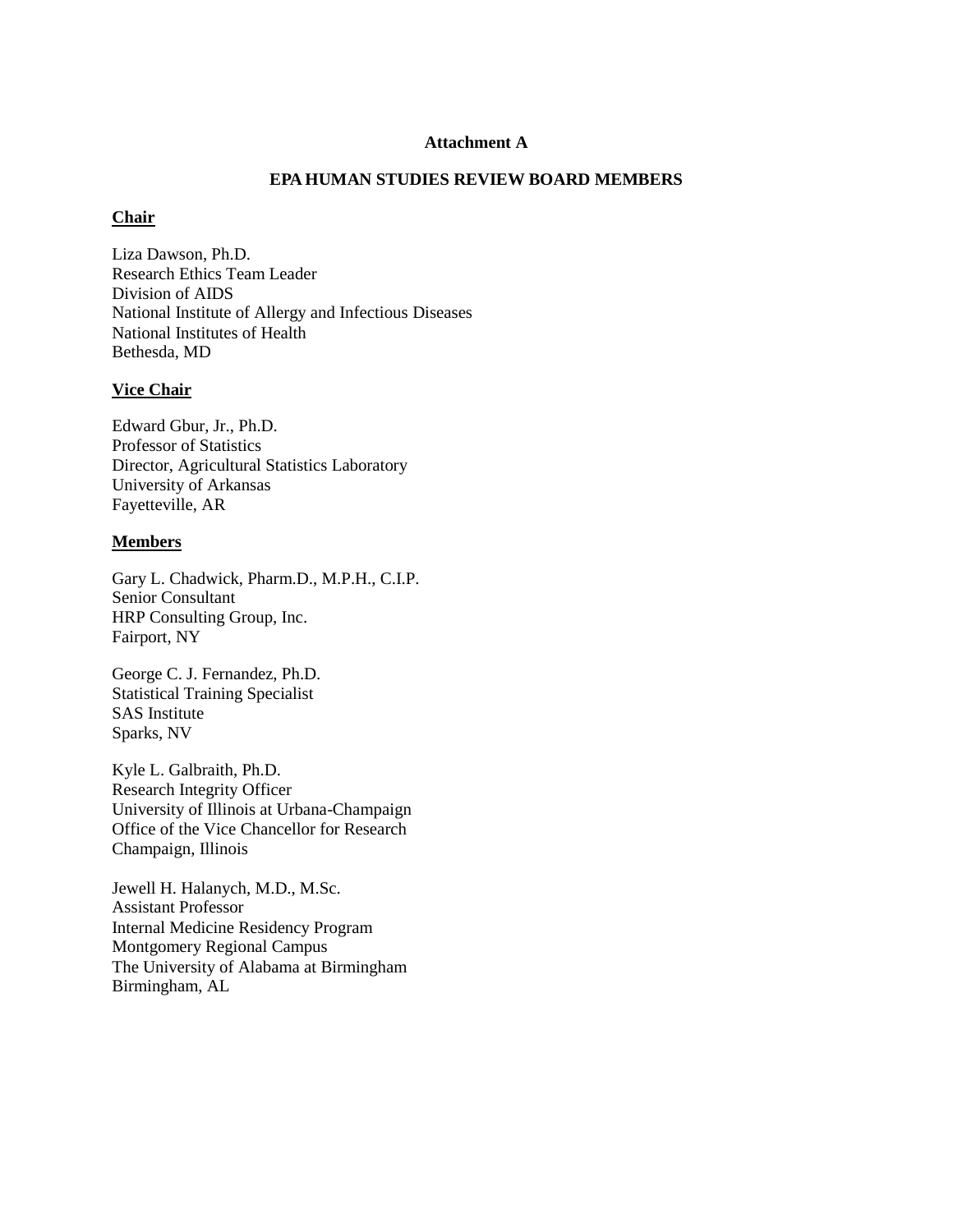**Attachment A**

**EPA HUMAN STUDIES REVIEW BOARD MEMBERS**

**Chair**

Liza Dawson, Ph.D.
Research Ethics Team Leader
Division of AIDS
National Institute of Allergy and Infectious Diseases
National Institutes of Health
Bethesda, MD

**Vice Chair**

Edward Gbur, Jr., Ph.D.
Professor of Statistics
Director, Agricultural Statistics Laboratory
University of Arkansas
Fayetteville, AR

**Members**

Gary L. Chadwick, Pharm.D., M.P.H., C.I.P.
Senior Consultant
HRP Consulting Group, Inc.
Fairport, NY

George C. J. Fernandez, Ph.D.
Statistical Training Specialist
SAS Institute
Sparks, NV

Kyle L. Galbraith, Ph.D.
Research Integrity Officer
University of Illinois at Urbana-Champaign
Office of the Vice Chancellor for Research
Champaign, Illinois

Jewell H. Halanych, M.D., M.Sc.
Assistant Professor
Internal Medicine Residency Program
Montgomery Regional Campus
The University of Alabama at Birmingham
Birmingham, AL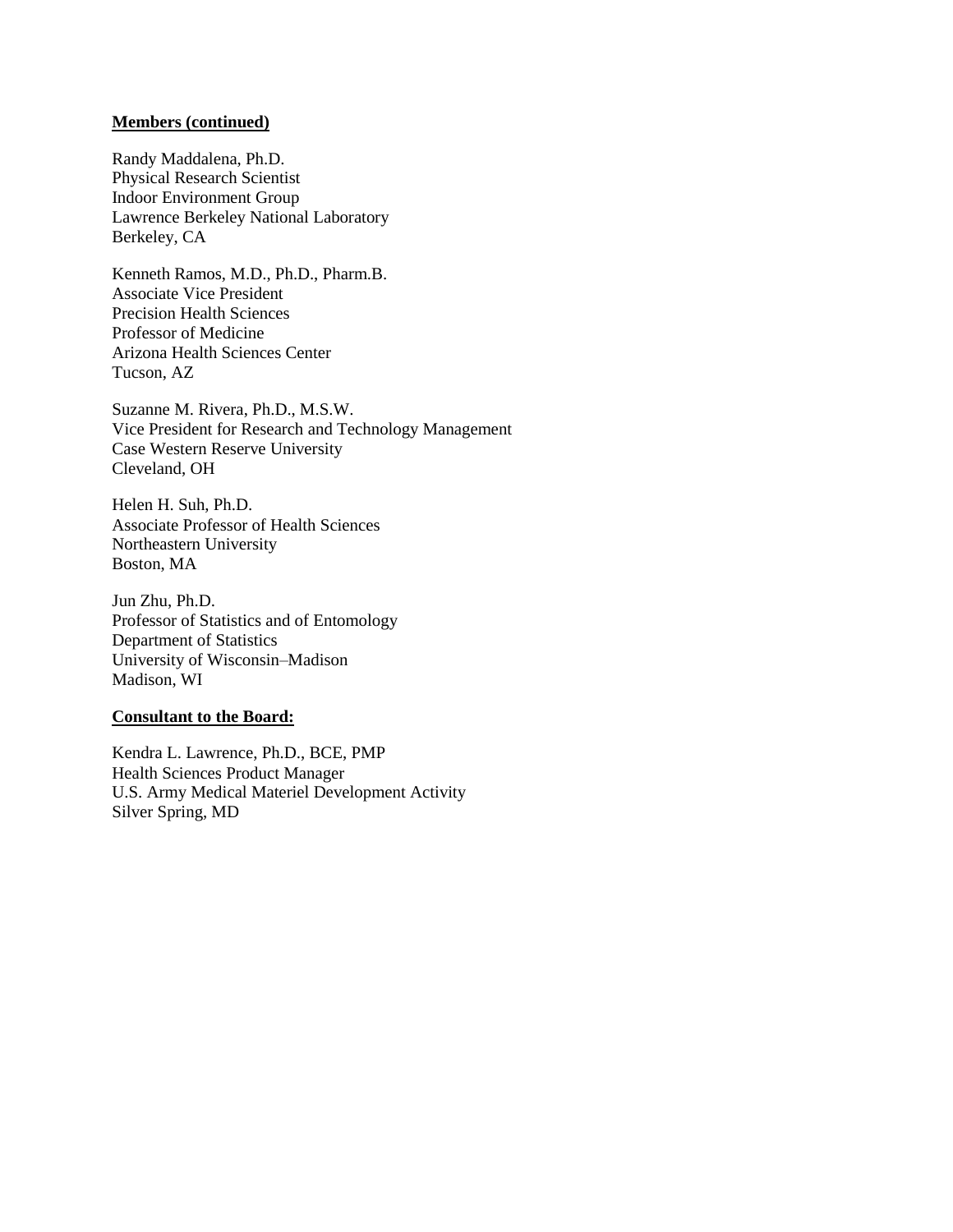**Members (continued)**

Randy Maddalena, Ph.D.  
Physical Research Scientist  
Indoor Environment Group  
Lawrence Berkeley National Laboratory  
Berkeley, CA

Kenneth Ramos, M.D., Ph.D., Pharm.B.  
Associate Vice President  
Precision Health Sciences  
Professor of Medicine  
Arizona Health Sciences Center  
Tucson, AZ

Suzanne M. Rivera, Ph.D., M.S.W.  
Vice President for Research and Technology Management  
Case Western Reserve University  
Cleveland, OH

Helen H. Suh, Ph.D.  
Associate Professor of Health Sciences  
Northeastern University  
Boston, MA

Jun Zhu, Ph.D.  
Professor of Statistics and of Entomology  
Department of Statistics  
University of Wisconsin–Madison  
Madison, WI

**Consultant to the Board:**

Kendra L. Lawrence, Ph.D., BCE, PMP  
Health Sciences Product Manager  
U.S. Army Medical Materiel Development Activity  
Silver Spring, MD